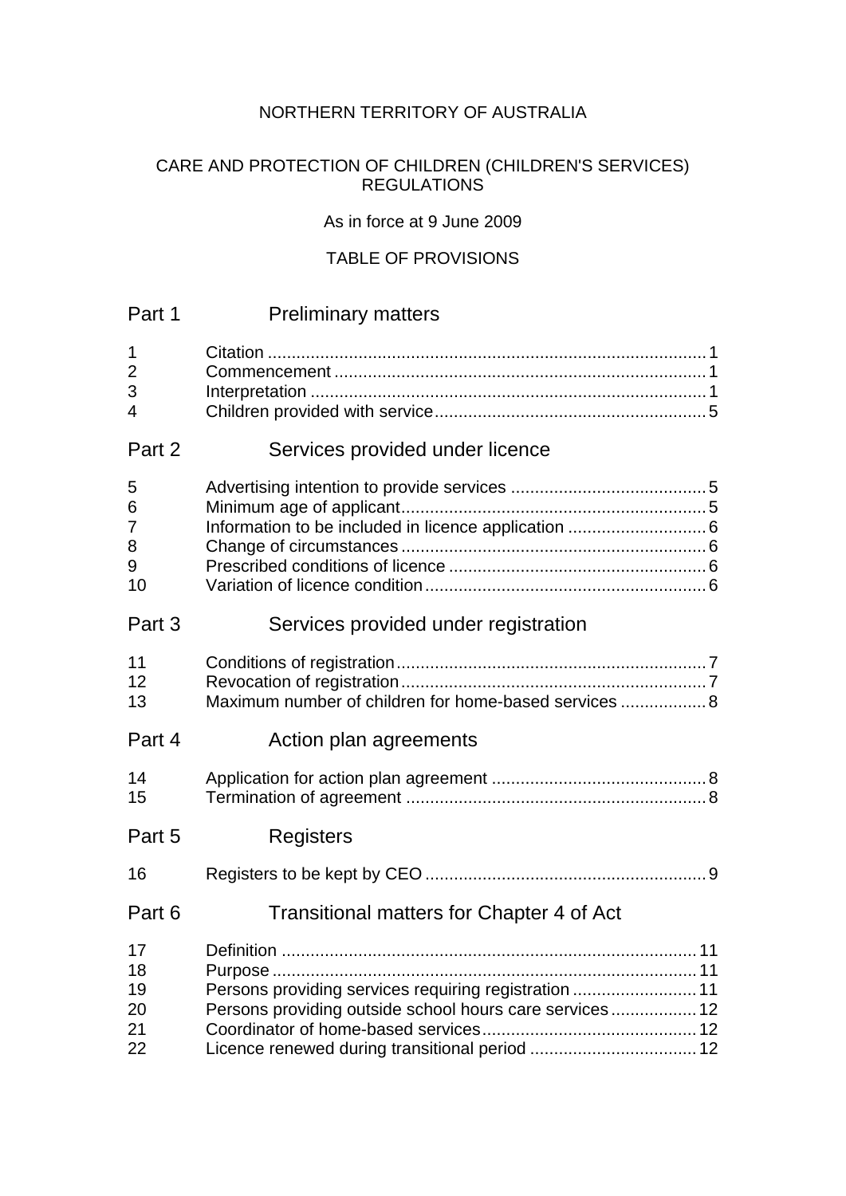NORTHERN TERRITORY OF AUSTRALIA

# CARE AND PROTECTION OF CHILDREN (CHILDREN'S SERVICES) REGULATIONS

As in force at 9 June 2009

TABLE OF PROVISIONS

## Part 1 Preliminary matters

| | | |
|---|---|---|
| 1 | Citation | 1 |
| 2 | Commencement | 1 |
| 3 | Interpretation | 1 |
| 4 | Children provided with service | 5 |

## Part 2 Services provided under licence

| | | |
|---|---|---|
| 5 | Advertising intention to provide services | 5 |
| 6 | Minimum age of applicant | 5 |
| 7 | Information to be included in licence application | 6 |
| 8 | Change of circumstances | 6 |
| 9 | Prescribed conditions of licence | 6 |
| 10 | Variation of licence condition | 6 |

## Part 3 Services provided under registration

| | | |
|---|---|---|
| 11 | Conditions of registration | 7 |
| 12 | Revocation of registration | 7 |
| 13 | Maximum number of children for home-based services | 8 |

## Part 4 Action plan agreements

| | | |
|---|---|---|
| 14 | Application for action plan agreement | 8 |
| 15 | Termination of agreement | 8 |

## Part 5 Registers

| | | |
|---|---|---|
| 16 | Registers to be kept by CEO | 9 |

## Part 6 Transitional matters for Chapter 4 of Act

| | | |
|---|---|---|
| 17 | Definition | 11 |
| 18 | Purpose | 11 |
| 19 | Persons providing services requiring registration | 11 |
| 20 | Persons providing outside school hours care services | 12 |
| 21 | Coordinator of home-based services | 12 |
| 22 | Licence renewed during transitional period | 12 |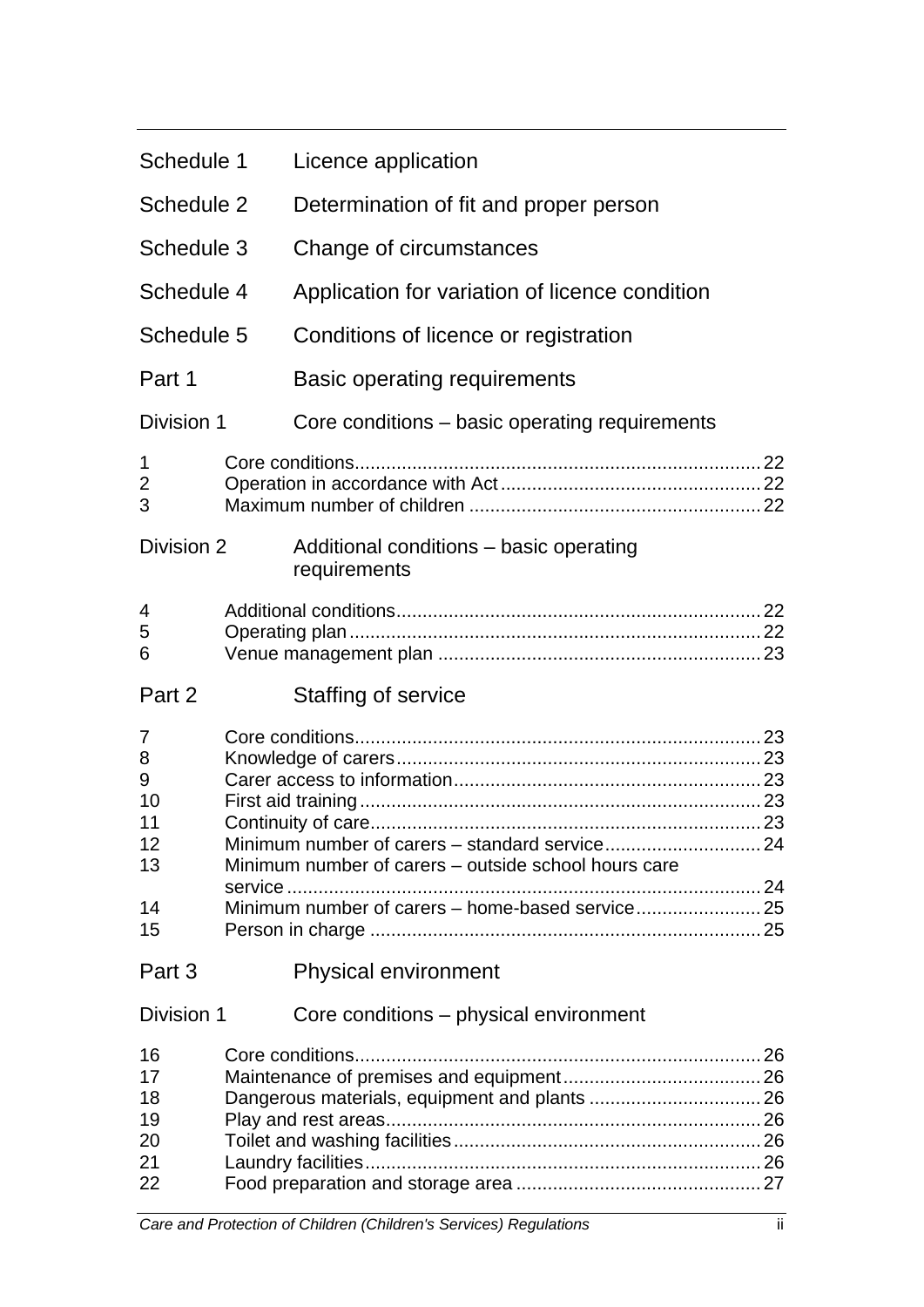Schedule 1 Licence application

Schedule 2 Determination of fit and proper person

Schedule 3 Change of circumstances

Schedule 4 Application for variation of licence condition

Schedule 5 Conditions of licence or registration

Part 1 Basic operating requirements

Division 1 Core conditions – basic operating requirements

1 Core conditions ........ 22
2 Operation in accordance with Act ........ 22
3 Maximum number of children ........ 22

Division 2 Additional conditions – basic operating requirements

4 Additional conditions ........ 22
5 Operating plan ........ 22
6 Venue management plan ........ 23

Part 2 Staffing of service

7 Core conditions ........ 23
8 Knowledge of carers ........ 23
9 Carer access to information ........ 23
10 First aid training ........ 23
11 Continuity of care ........ 23
12 Minimum number of carers – standard service ........ 24
13 Minimum number of carers – outside school hours care service ........ 24
14 Minimum number of carers – home-based service ........ 25
15 Person in charge ........ 25

Part 3 Physical environment

Division 1 Core conditions – physical environment

16 Core conditions ........ 26
17 Maintenance of premises and equipment ........ 26
18 Dangerous materials, equipment and plants ........ 26
19 Play and rest areas ........ 26
20 Toilet and washing facilities ........ 26
21 Laundry facilities ........ 26
22 Food preparation and storage area ........ 27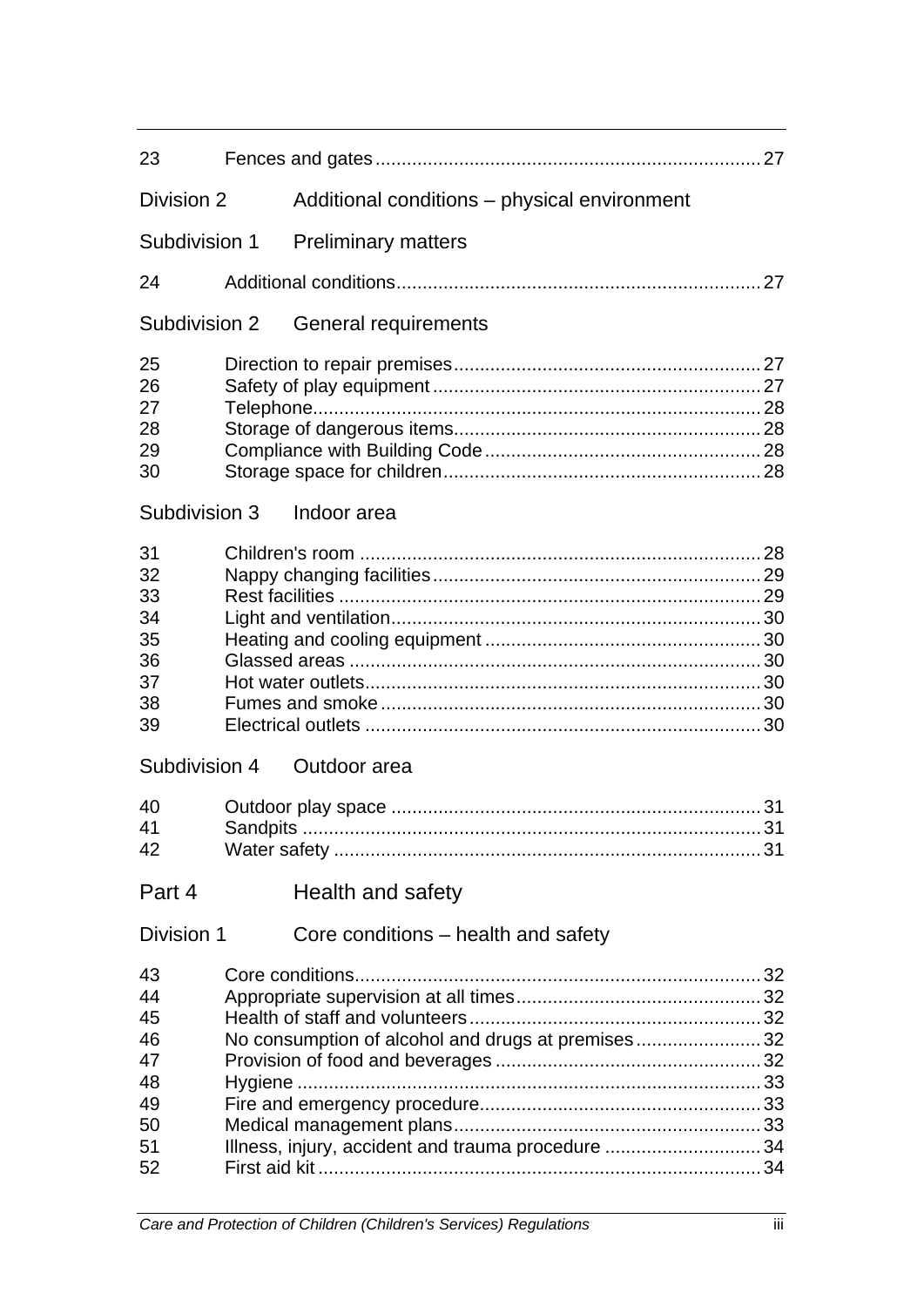| | | |
|---|---|---|
| 23 | Fences and gates | 27 |

**Division 2 Additional conditions – physical environment**

**Subdivision 1 Preliminary matters**

| | | |
|---|---|---|
| 24 | Additional conditions | 27 |

**Subdivision 2 General requirements**

| | | |
|---|---|---|
| 25 | Direction to repair premises | 27 |
| 26 | Safety of play equipment | 27 |
| 27 | Telephone | 28 |
| 28 | Storage of dangerous items | 28 |
| 29 | Compliance with Building Code | 28 |
| 30 | Storage space for children | 28 |

**Subdivision 3 Indoor area**

| | | |
|---|---|---|
| 31 | Children's room | 28 |
| 32 | Nappy changing facilities | 29 |
| 33 | Rest facilities | 29 |
| 34 | Light and ventilation | 30 |
| 35 | Heating and cooling equipment | 30 |
| 36 | Glassed areas | 30 |
| 37 | Hot water outlets | 30 |
| 38 | Fumes and smoke | 30 |
| 39 | Electrical outlets | 30 |

**Subdivision 4 Outdoor area**

| | | |
|---|---|---|
| 40 | Outdoor play space | 31 |
| 41 | Sandpits | 31 |
| 42 | Water safety | 31 |

**Part 4 Health and safety**

**Division 1 Core conditions – health and safety**

| | | |
|---|---|---|
| 43 | Core conditions | 32 |
| 44 | Appropriate supervision at all times | 32 |
| 45 | Health of staff and volunteers | 32 |
| 46 | No consumption of alcohol and drugs at premises | 32 |
| 47 | Provision of food and beverages | 32 |
| 48 | Hygiene | 33 |
| 49 | Fire and emergency procedure | 33 |
| 50 | Medical management plans | 33 |
| 51 | Illness, injury, accident and trauma procedure | 34 |
| 52 | First aid kit | 34 |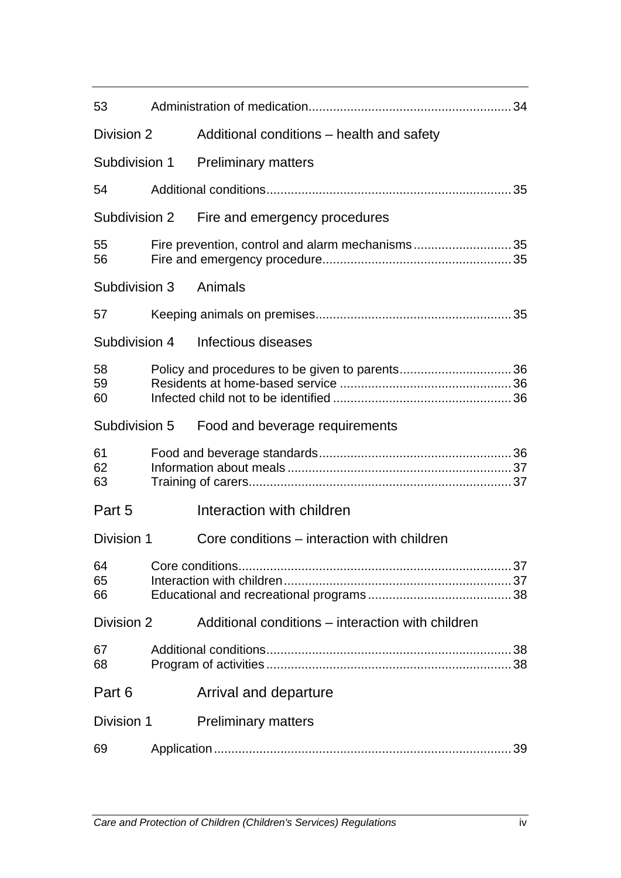53 Administration of medication 34

Division 2 Additional conditions – health and safety

Subdivision 1 Preliminary matters

54 Additional conditions 35

Subdivision 2 Fire and emergency procedures

55 Fire prevention, control and alarm mechanisms 35
56 Fire and emergency procedure 35

Subdivision 3 Animals

57 Keeping animals on premises 35

Subdivision 4 Infectious diseases

58 Policy and procedures to be given to parents 36
59 Residents at home-based service 36
60 Infected child not to be identified 36

Subdivision 5 Food and beverage requirements

61 Food and beverage standards 36
62 Information about meals 37
63 Training of carers 37

Part 5 Interaction with children

Division 1 Core conditions – interaction with children

64 Core conditions 37
65 Interaction with children 37
66 Educational and recreational programs 38

Division 2 Additional conditions – interaction with children

67 Additional conditions 38
68 Program of activities 38

Part 6 Arrival and departure

Division 1 Preliminary matters

69 Application 39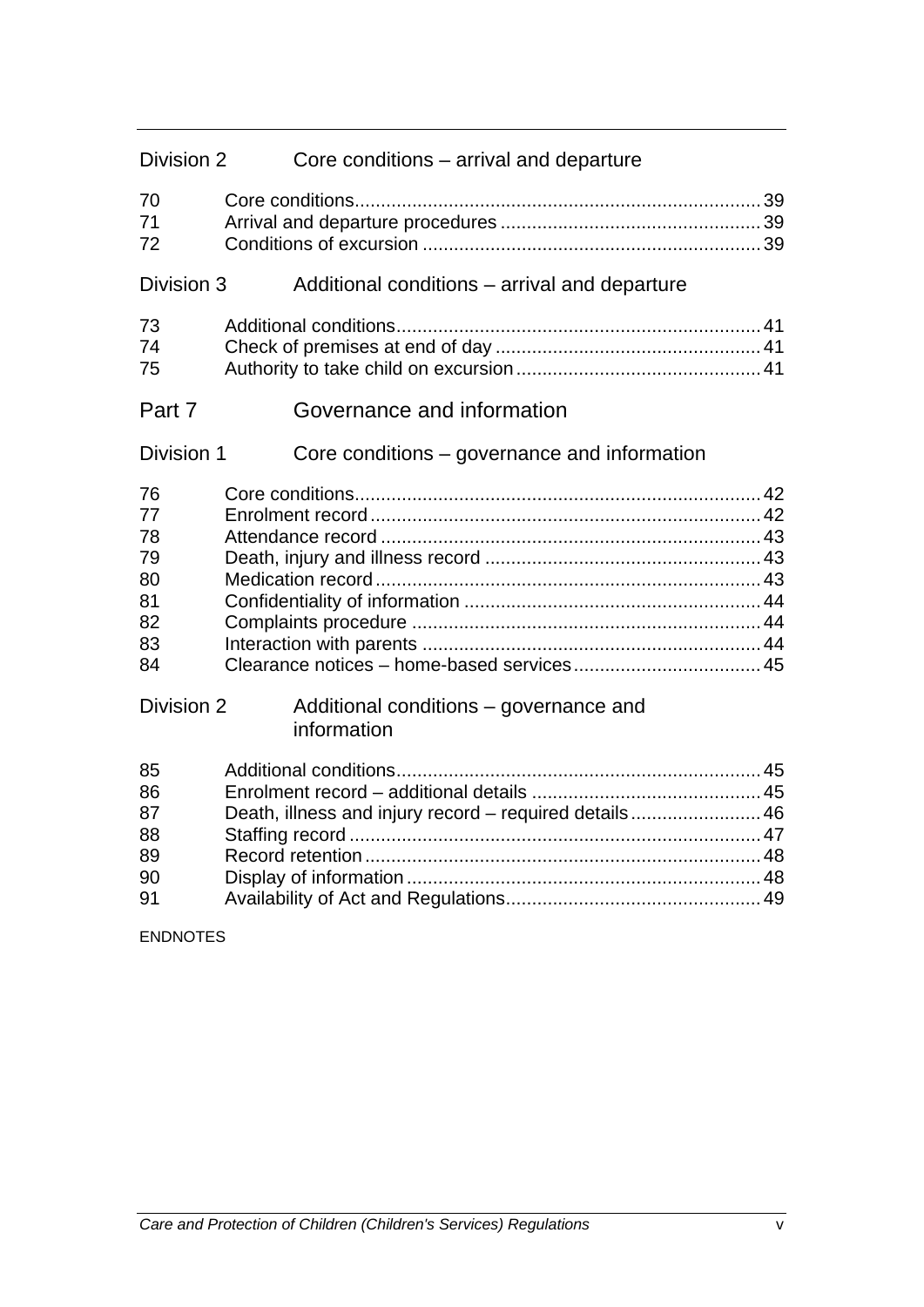## Division 2 Core conditions – arrival and departure

70 Core conditions 39
71 Arrival and departure procedures 39
72 Conditions of excursion 39

## Division 3 Additional conditions – arrival and departure

73 Additional conditions 41
74 Check of premises at end of day 41
75 Authority to take child on excursion 41

# Part 7 Governance and information

## Division 1 Core conditions – governance and information

76 Core conditions 42
77 Enrolment record 42
78 Attendance record 43
79 Death, injury and illness record 43
80 Medication record 43
81 Confidentiality of information 44
82 Complaints procedure 44
83 Interaction with parents 44
84 Clearance notices – home-based services 45

## Division 2 Additional conditions – governance and information

85 Additional conditions 45
86 Enrolment record – additional details 45
87 Death, illness and injury record – required details 46
88 Staffing record 47
89 Record retention 48
90 Display of information 48
91 Availability of Act and Regulations 49

ENDNOTES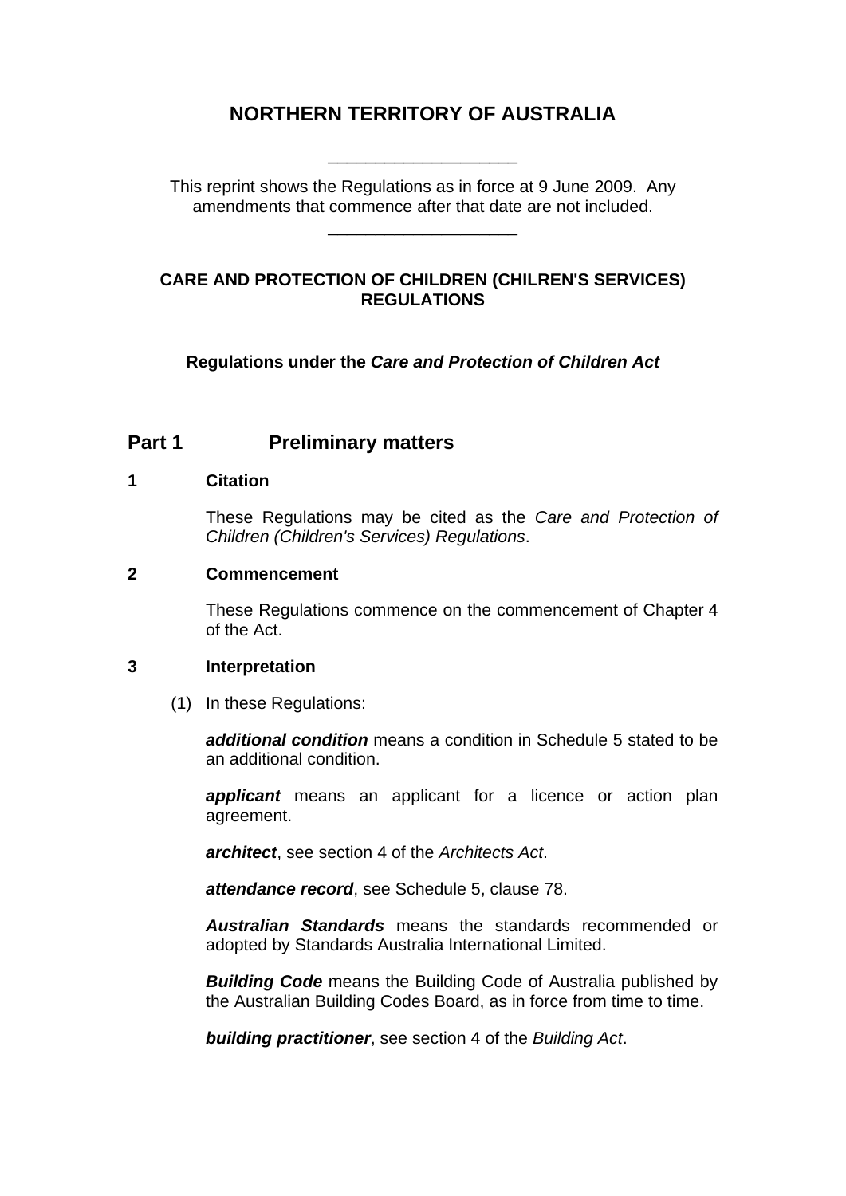# NORTHERN TERRITORY OF AUSTRALIA

\_\_\_\_\_\_\_\_\_\_\_\_\_\_\_\_\_\_\_\_

This reprint shows the Regulations as in force at 9 June 2009. Any amendments that commence after that date are not included.

\_\_\_\_\_\_\_\_\_\_\_\_\_\_\_\_\_\_\_\_

## CARE AND PROTECTION OF CHILDREN (CHILREN'S SERVICES) REGULATIONS

**Regulations under the *Care and Protection of Children Act***

## Part 1 Preliminary matters

### 1 Citation

These Regulations may be cited as the *Care and Protection of Children (Children's Services) Regulations*.

### 2 Commencement

These Regulations commence on the commencement of Chapter 4 of the Act.

### 3 Interpretation

(1) In these Regulations:

***additional condition*** means a condition in Schedule 5 stated to be an additional condition.

***applicant*** means an applicant for a licence or action plan agreement.

***architect***, see section 4 of the *Architects Act*.

***attendance record***, see Schedule 5, clause 78.

***Australian Standards*** means the standards recommended or adopted by Standards Australia International Limited.

***Building Code*** means the Building Code of Australia published by the Australian Building Codes Board, as in force from time to time.

***building practitioner***, see section 4 of the *Building Act*.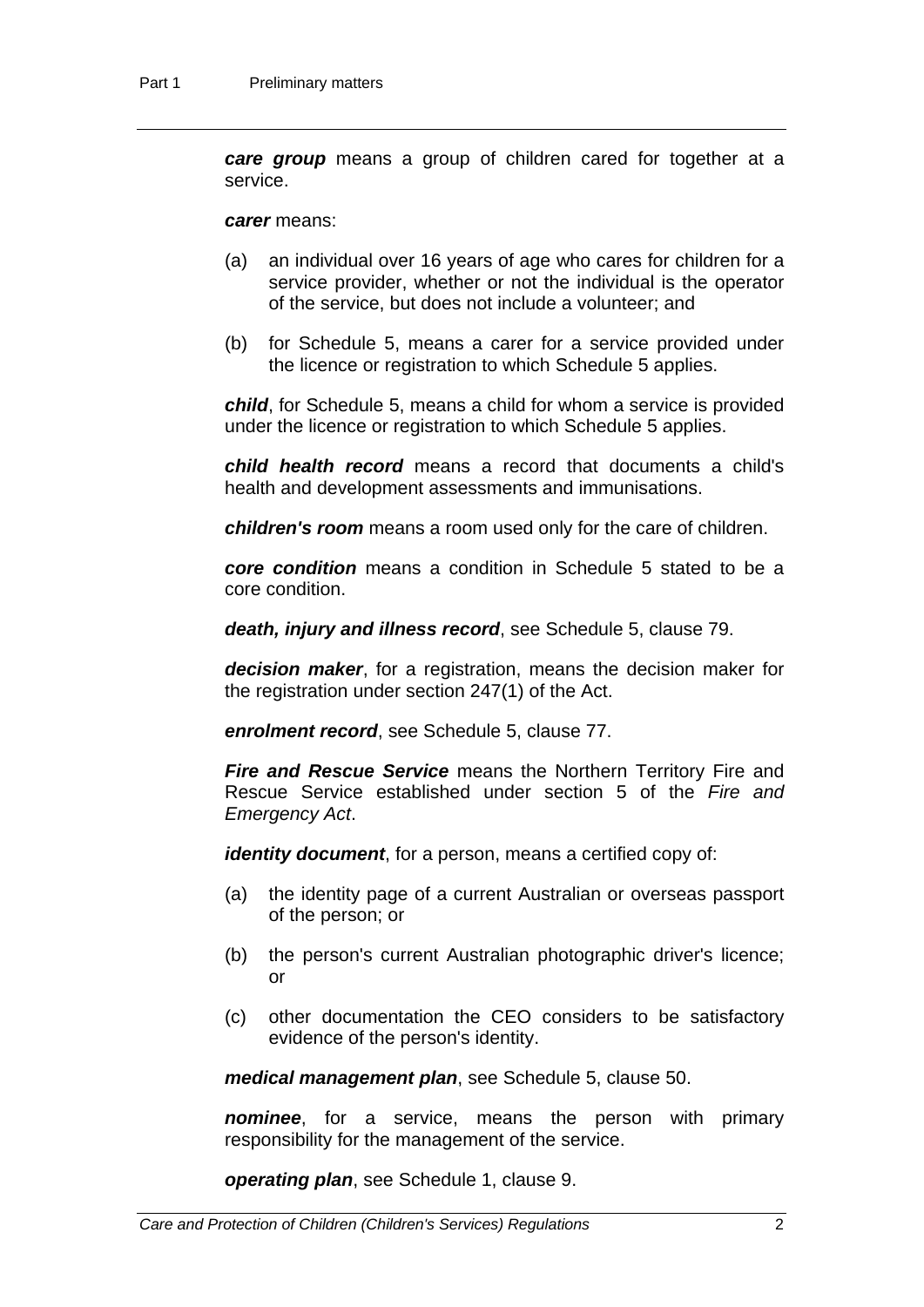***care group*** means a group of children cared for together at a service.

***carer*** means:

(a) an individual over 16 years of age who cares for children for a service provider, whether or not the individual is the operator of the service, but does not include a volunteer; and

(b) for Schedule 5, means a carer for a service provided under the licence or registration to which Schedule 5 applies.

***child***, for Schedule 5, means a child for whom a service is provided under the licence or registration to which Schedule 5 applies.

***child health record*** means a record that documents a child's health and development assessments and immunisations.

***children's room*** means a room used only for the care of children.

***core condition*** means a condition in Schedule 5 stated to be a core condition.

***death, injury and illness record***, see Schedule 5, clause 79.

***decision maker***, for a registration, means the decision maker for the registration under section 247(1) of the Act.

***enrolment record***, see Schedule 5, clause 77.

***Fire and Rescue Service*** means the Northern Territory Fire and Rescue Service established under section 5 of the *Fire and Emergency Act*.

***identity document***, for a person, means a certified copy of:

(a) the identity page of a current Australian or overseas passport of the person; or

(b) the person's current Australian photographic driver's licence; or

(c) other documentation the CEO considers to be satisfactory evidence of the person's identity.

***medical management plan***, see Schedule 5, clause 50.

***nominee***, for a service, means the person with primary responsibility for the management of the service.

***operating plan***, see Schedule 1, clause 9.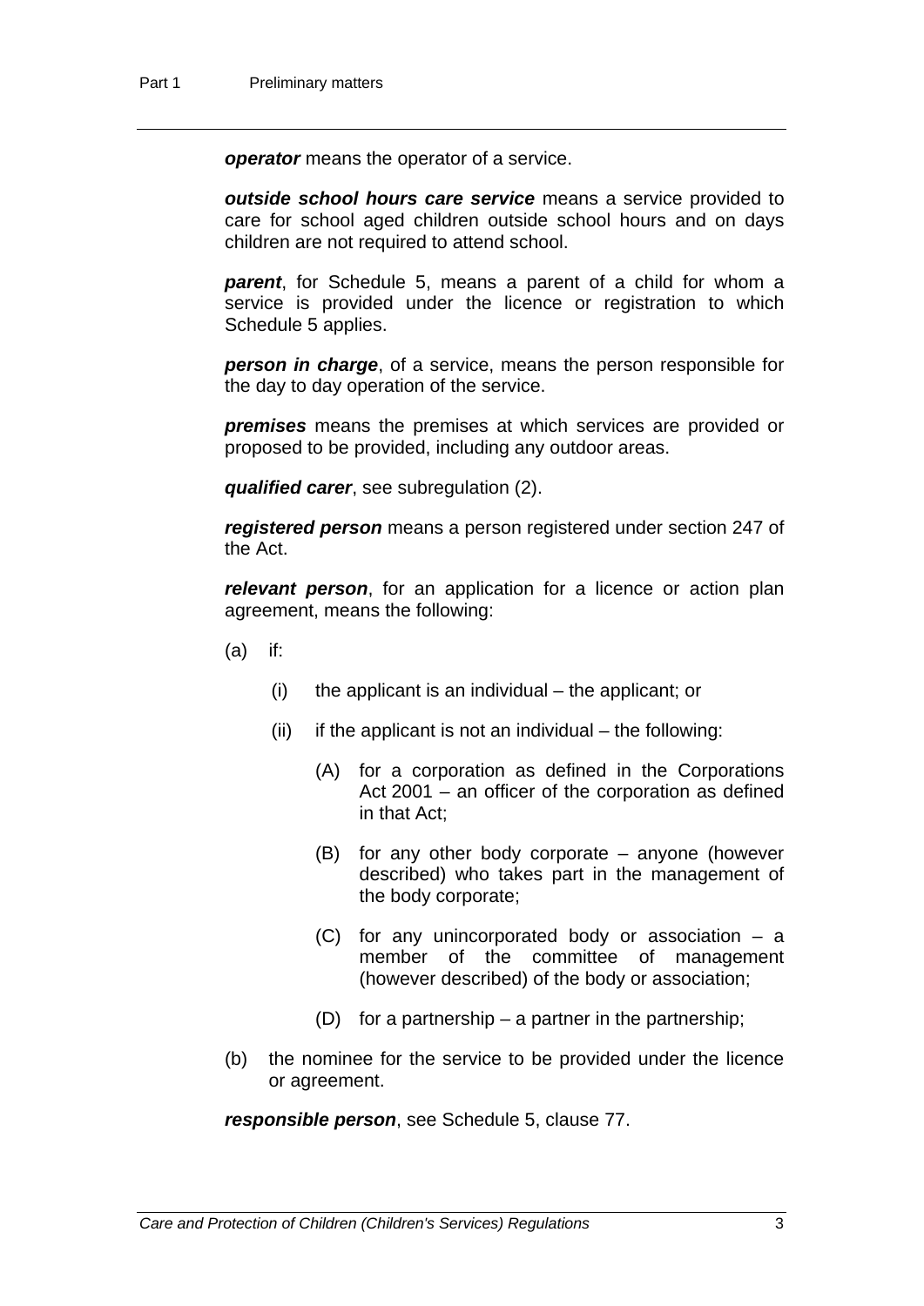***operator*** means the operator of a service.

***outside school hours care service*** means a service provided to care for school aged children outside school hours and on days children are not required to attend school.

***parent***, for Schedule 5, means a parent of a child for whom a service is provided under the licence or registration to which Schedule 5 applies.

***person in charge***, of a service, means the person responsible for the day to day operation of the service.

***premises*** means the premises at which services are provided or proposed to be provided, including any outdoor areas.

***qualified carer***, see subregulation (2).

***registered person*** means a person registered under section 247 of the Act.

***relevant person***, for an application for a licence or action plan agreement, means the following:

(a) if:

  (i) the applicant is an individual – the applicant; or

  (ii) if the applicant is not an individual – the following:

    (A) for a corporation as defined in the Corporations Act 2001 – an officer of the corporation as defined in that Act;

    (B) for any other body corporate – anyone (however described) who takes part in the management of the body corporate;

    (C) for any unincorporated body or association – a member of the committee of management (however described) of the body or association;

    (D) for a partnership – a partner in the partnership;

(b) the nominee for the service to be provided under the licence or agreement.

***responsible person***, see Schedule 5, clause 77.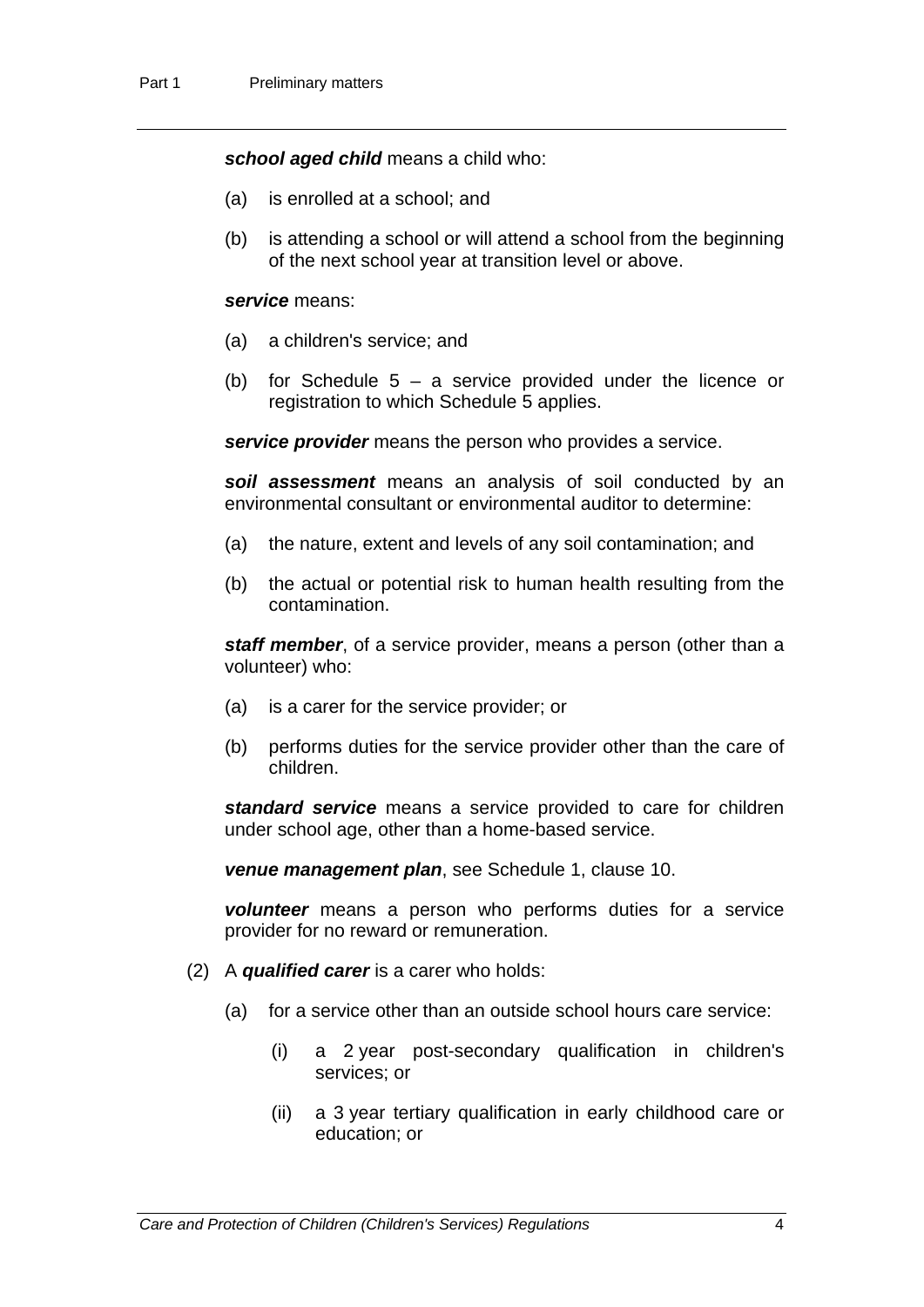***school aged child*** means a child who:

(a) is enrolled at a school; and

(b) is attending a school or will attend a school from the beginning of the next school year at transition level or above.

***service*** means:

(a) a children's service; and

(b) for Schedule 5 – a service provided under the licence or registration to which Schedule 5 applies.

***service provider*** means the person who provides a service.

***soil assessment*** means an analysis of soil conducted by an environmental consultant or environmental auditor to determine:

(a) the nature, extent and levels of any soil contamination; and

(b) the actual or potential risk to human health resulting from the contamination.

***staff member***, of a service provider, means a person (other than a volunteer) who:

(a) is a carer for the service provider; or

(b) performs duties for the service provider other than the care of children.

***standard service*** means a service provided to care for children under school age, other than a home-based service.

***venue management plan***, see Schedule 1, clause 10.

***volunteer*** means a person who performs duties for a service provider for no reward or remuneration.

(2) A ***qualified carer*** is a carer who holds:

(a) for a service other than an outside school hours care service:

(i) a 2 year post-secondary qualification in children's services; or

(ii) a 3 year tertiary qualification in early childhood care or education; or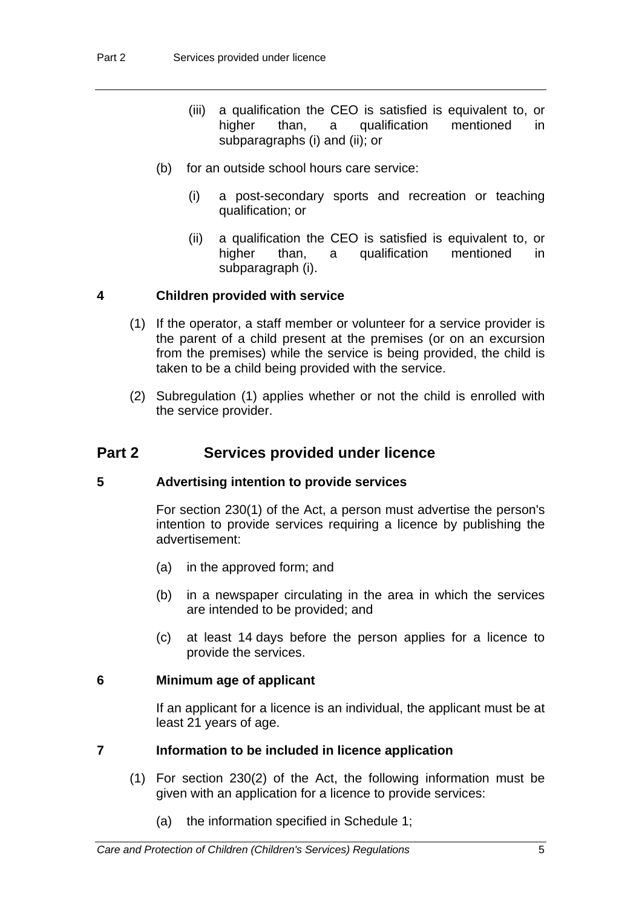(iii) a qualification the CEO is satisfied is equivalent to, or higher than, a qualification mentioned in subparagraphs (i) and (ii); or

(b) for an outside school hours care service:

(i) a post-secondary sports and recreation or teaching qualification; or

(ii) a qualification the CEO is satisfied is equivalent to, or higher than, a qualification mentioned in subparagraph (i).

### 4 Children provided with service

(1) If the operator, a staff member or volunteer for a service provider is the parent of a child present at the premises (or on an excursion from the premises) while the service is being provided, the child is taken to be a child being provided with the service.

(2) Subregulation (1) applies whether or not the child is enrolled with the service provider.

## Part 2 Services provided under licence

### 5 Advertising intention to provide services

For section 230(1) of the Act, a person must advertise the person's intention to provide services requiring a licence by publishing the advertisement:

(a) in the approved form; and

(b) in a newspaper circulating in the area in which the services are intended to be provided; and

(c) at least 14 days before the person applies for a licence to provide the services.

### 6 Minimum age of applicant

If an applicant for a licence is an individual, the applicant must be at least 21 years of age.

### 7 Information to be included in licence application

(1) For section 230(2) of the Act, the following information must be given with an application for a licence to provide services:

(a) the information specified in Schedule 1;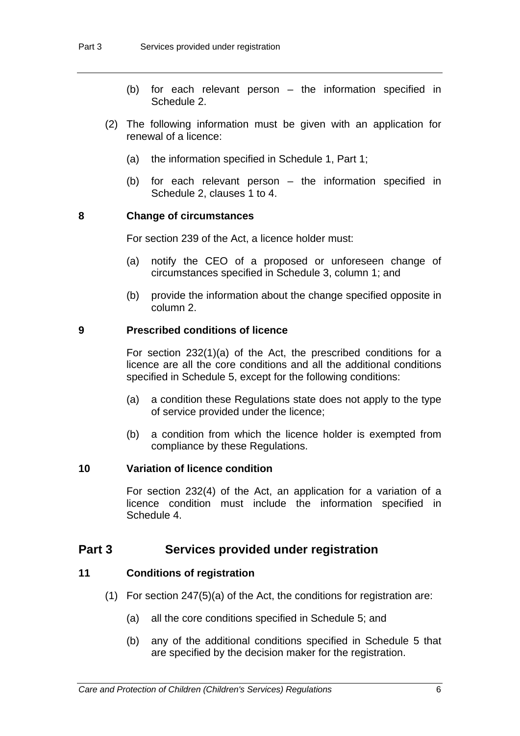(b) for each relevant person – the information specified in Schedule 2.

(2) The following information must be given with an application for renewal of a licence:

(a) the information specified in Schedule 1, Part 1;

(b) for each relevant person – the information specified in Schedule 2, clauses 1 to 4.

**8 Change of circumstances**

For section 239 of the Act, a licence holder must:

(a) notify the CEO of a proposed or unforeseen change of circumstances specified in Schedule 3, column 1; and

(b) provide the information about the change specified opposite in column 2.

**9 Prescribed conditions of licence**

For section 232(1)(a) of the Act, the prescribed conditions for a licence are all the core conditions and all the additional conditions specified in Schedule 5, except for the following conditions:

(a) a condition these Regulations state does not apply to the type of service provided under the licence;

(b) a condition from which the licence holder is exempted from compliance by these Regulations.

**10 Variation of licence condition**

For section 232(4) of the Act, an application for a variation of a licence condition must include the information specified in Schedule 4.

## Part 3 Services provided under registration

**11 Conditions of registration**

(1) For section 247(5)(a) of the Act, the conditions for registration are:

(a) all the core conditions specified in Schedule 5; and

(b) any of the additional conditions specified in Schedule 5 that are specified by the decision maker for the registration.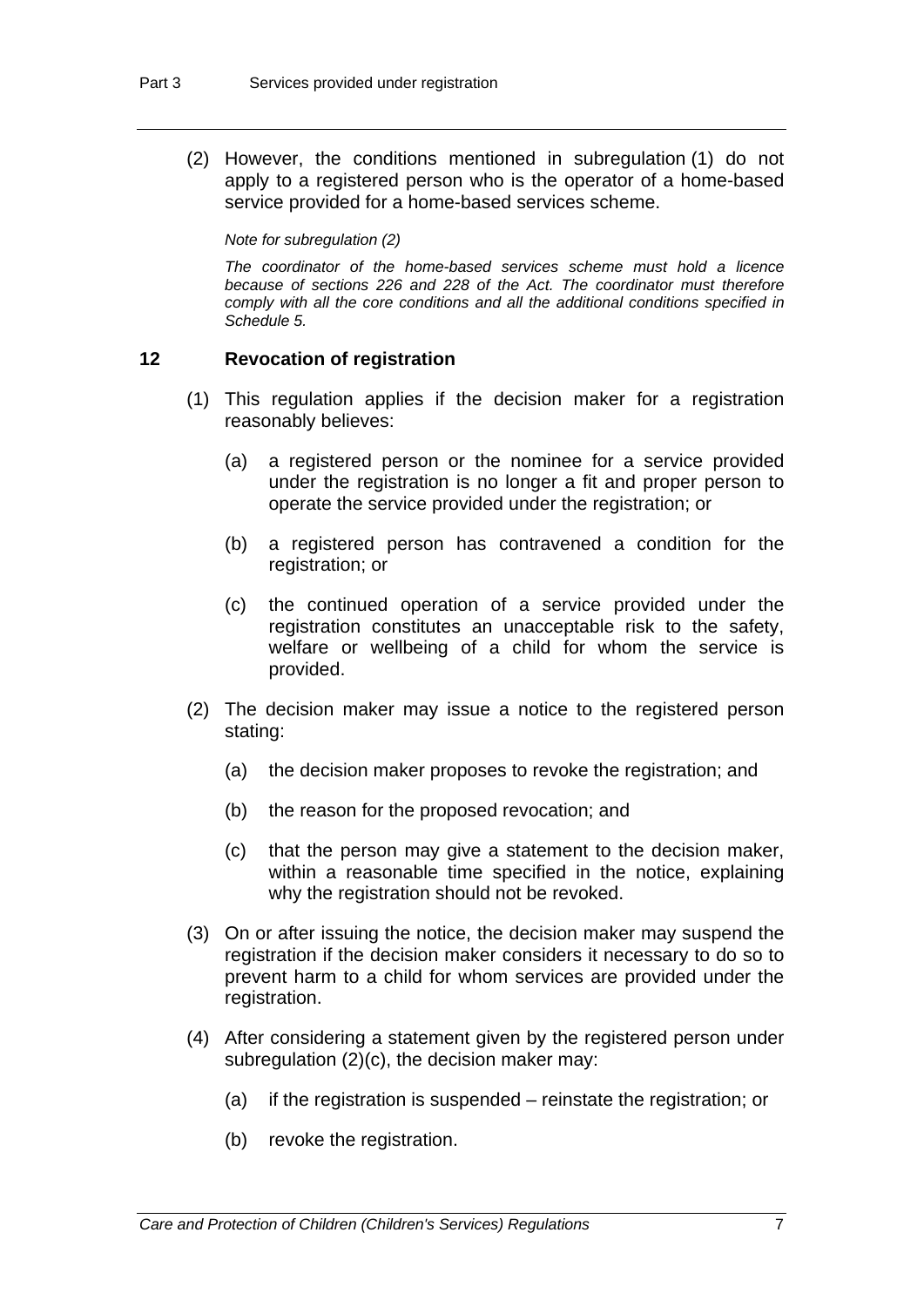(2) However, the conditions mentioned in subregulation (1) do not apply to a registered person who is the operator of a home-based service provided for a home-based services scheme.

*Note for subregulation (2)*

*The coordinator of the home-based services scheme must hold a licence because of sections 226 and 228 of the Act. The coordinator must therefore comply with all the core conditions and all the additional conditions specified in Schedule 5.*

### 12 Revocation of registration

(1) This regulation applies if the decision maker for a registration reasonably believes:

- (a) a registered person or the nominee for a service provided under the registration is no longer a fit and proper person to operate the service provided under the registration; or
- (b) a registered person has contravened a condition for the registration; or
- (c) the continued operation of a service provided under the registration constitutes an unacceptable risk to the safety, welfare or wellbeing of a child for whom the service is provided.

(2) The decision maker may issue a notice to the registered person stating:

- (a) the decision maker proposes to revoke the registration; and
- (b) the reason for the proposed revocation; and
- (c) that the person may give a statement to the decision maker, within a reasonable time specified in the notice, explaining why the registration should not be revoked.

(3) On or after issuing the notice, the decision maker may suspend the registration if the decision maker considers it necessary to do so to prevent harm to a child for whom services are provided under the registration.

(4) After considering a statement given by the registered person under subregulation (2)(c), the decision maker may:

- (a) if the registration is suspended – reinstate the registration; or
- (b) revoke the registration.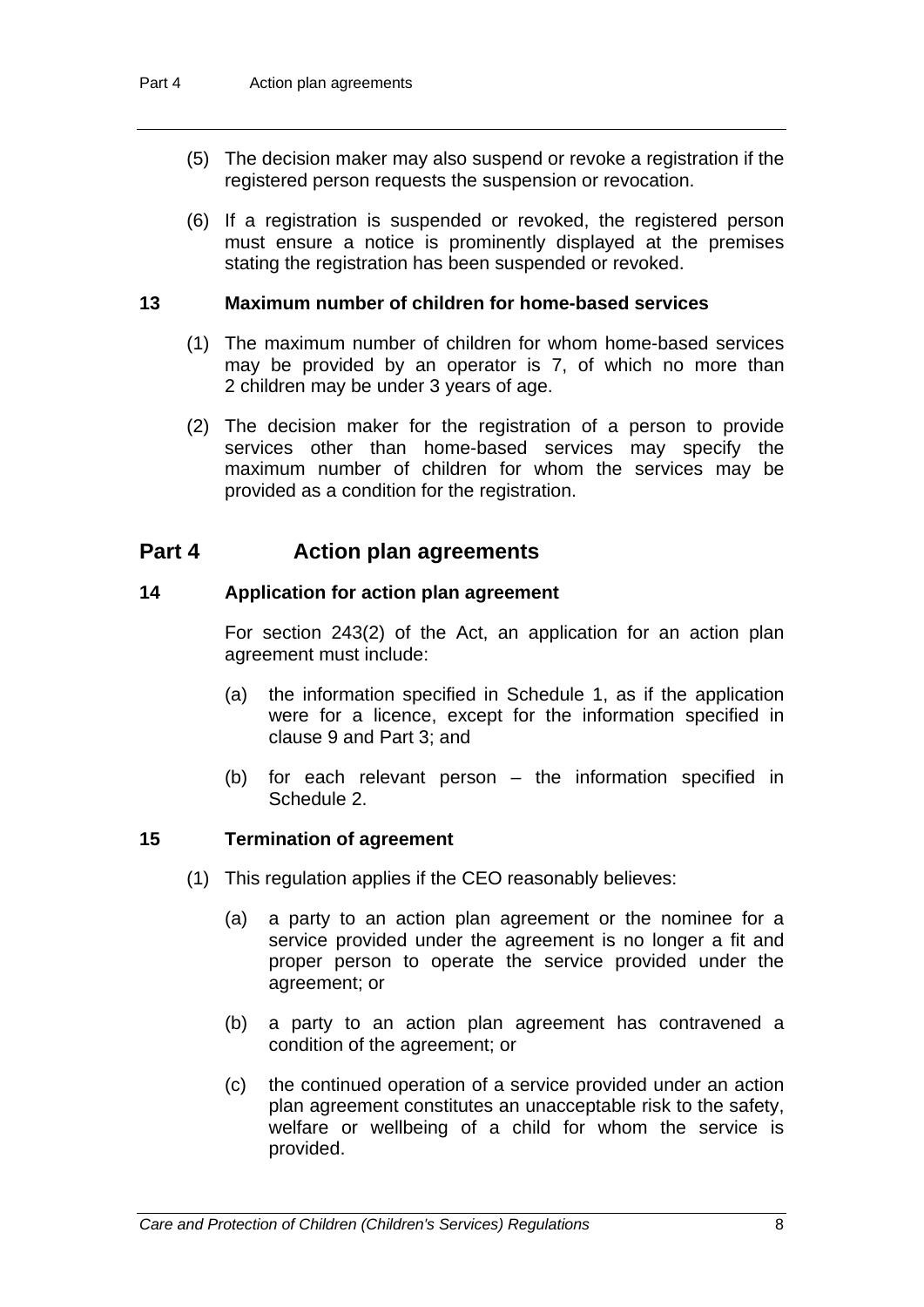(5) The decision maker may also suspend or revoke a registration if the registered person requests the suspension or revocation.

(6) If a registration is suspended or revoked, the registered person must ensure a notice is prominently displayed at the premises stating the registration has been suspended or revoked.

### 13 Maximum number of children for home-based services

(1) The maximum number of children for whom home-based services may be provided by an operator is 7, of which no more than 2 children may be under 3 years of age.

(2) The decision maker for the registration of a person to provide services other than home-based services may specify the maximum number of children for whom the services may be provided as a condition for the registration.

## Part 4 Action plan agreements

### 14 Application for action plan agreement

For section 243(2) of the Act, an application for an action plan agreement must include:

(a) the information specified in Schedule 1, as if the application were for a licence, except for the information specified in clause 9 and Part 3; and

(b) for each relevant person – the information specified in Schedule 2.

### 15 Termination of agreement

(1) This regulation applies if the CEO reasonably believes:

(a) a party to an action plan agreement or the nominee for a service provided under the agreement is no longer a fit and proper person to operate the service provided under the agreement; or

(b) a party to an action plan agreement has contravened a condition of the agreement; or

(c) the continued operation of a service provided under an action plan agreement constitutes an unacceptable risk to the safety, welfare or wellbeing of a child for whom the service is provided.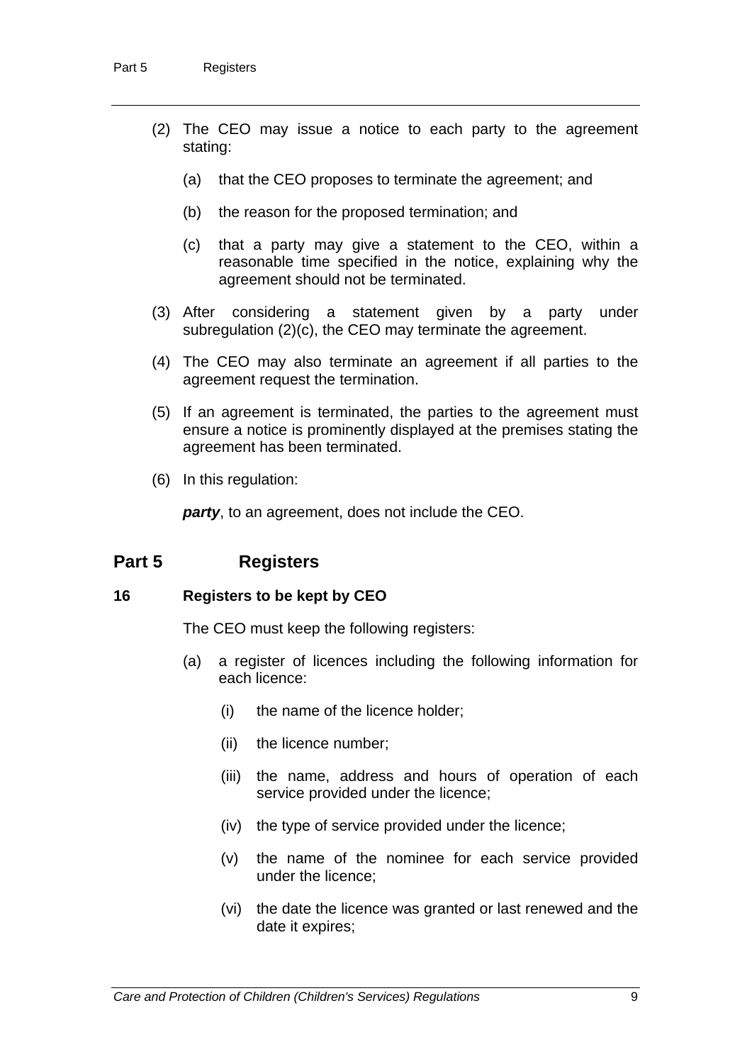(2) The CEO may issue a notice to each party to the agreement stating:

   (a) that the CEO proposes to terminate the agreement; and

   (b) the reason for the proposed termination; and

   (c) that a party may give a statement to the CEO, within a reasonable time specified in the notice, explaining why the agreement should not be terminated.

(3) After considering a statement given by a party under subregulation (2)(c), the CEO may terminate the agreement.

(4) The CEO may also terminate an agreement if all parties to the agreement request the termination.

(5) If an agreement is terminated, the parties to the agreement must ensure a notice is prominently displayed at the premises stating the agreement has been terminated.

(6) In this regulation:

***party***, to an agreement, does not include the CEO.

## Part 5 Registers

### 16 Registers to be kept by CEO

The CEO must keep the following registers:

(a) a register of licences including the following information for each licence:

   (i) the name of the licence holder;

   (ii) the licence number;

   (iii) the name, address and hours of operation of each service provided under the licence;

   (iv) the type of service provided under the licence;

   (v) the name of the nominee for each service provided under the licence;

   (vi) the date the licence was granted or last renewed and the date it expires;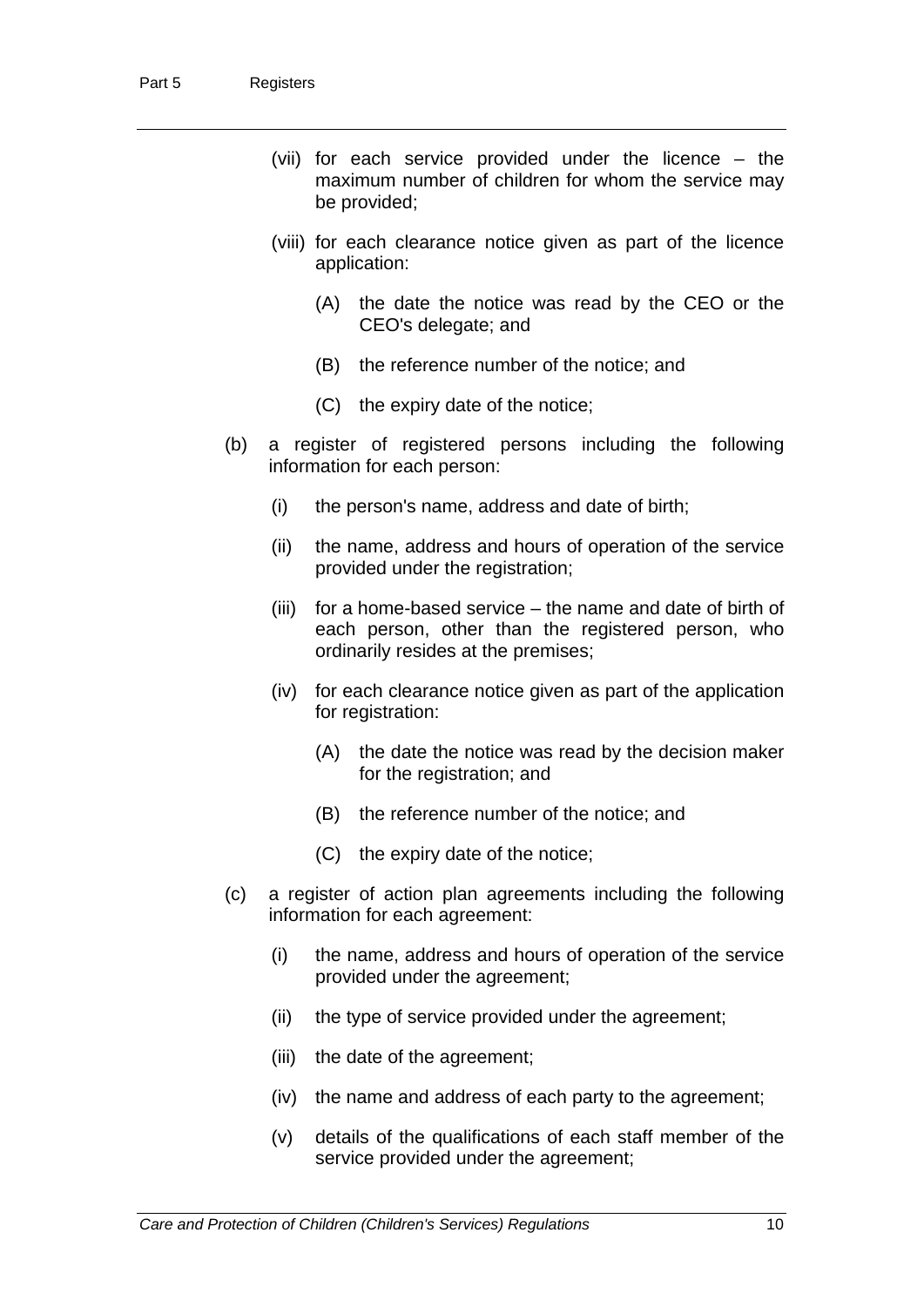(vii) for each service provided under the licence – the maximum number of children for whom the service may be provided;

(viii) for each clearance notice given as part of the licence application:

(A) the date the notice was read by the CEO or the CEO's delegate; and

(B) the reference number of the notice; and

(C) the expiry date of the notice;

(b) a register of registered persons including the following information for each person:

(i) the person's name, address and date of birth;

(ii) the name, address and hours of operation of the service provided under the registration;

(iii) for a home-based service – the name and date of birth of each person, other than the registered person, who ordinarily resides at the premises;

(iv) for each clearance notice given as part of the application for registration:

(A) the date the notice was read by the decision maker for the registration; and

(B) the reference number of the notice; and

(C) the expiry date of the notice;

(c) a register of action plan agreements including the following information for each agreement:

(i) the name, address and hours of operation of the service provided under the agreement;

(ii) the type of service provided under the agreement;

(iii) the date of the agreement;

(iv) the name and address of each party to the agreement;

(v) details of the qualifications of each staff member of the service provided under the agreement;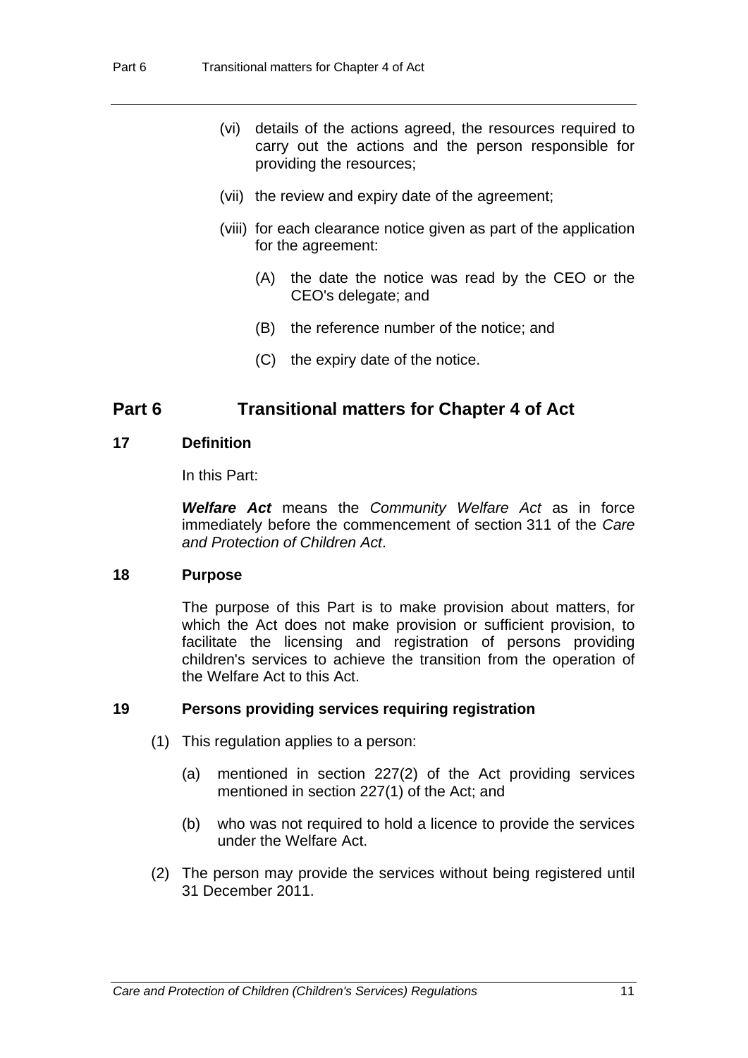(vi) details of the actions agreed, the resources required to carry out the actions and the person responsible for providing the resources;

(vii) the review and expiry date of the agreement;

(viii) for each clearance notice given as part of the application for the agreement:

(A) the date the notice was read by the CEO or the CEO's delegate; and

(B) the reference number of the notice; and

(C) the expiry date of the notice.

## Part 6 Transitional matters for Chapter 4 of Act

### 17 Definition

In this Part:

***Welfare Act*** means the *Community Welfare Act* as in force immediately before the commencement of section 311 of the *Care and Protection of Children Act*.

### 18 Purpose

The purpose of this Part is to make provision about matters, for which the Act does not make provision or sufficient provision, to facilitate the licensing and registration of persons providing children's services to achieve the transition from the operation of the Welfare Act to this Act.

### 19 Persons providing services requiring registration

(1) This regulation applies to a person:

(a) mentioned in section 227(2) of the Act providing services mentioned in section 227(1) of the Act; and

(b) who was not required to hold a licence to provide the services under the Welfare Act.

(2) The person may provide the services without being registered until 31 December 2011.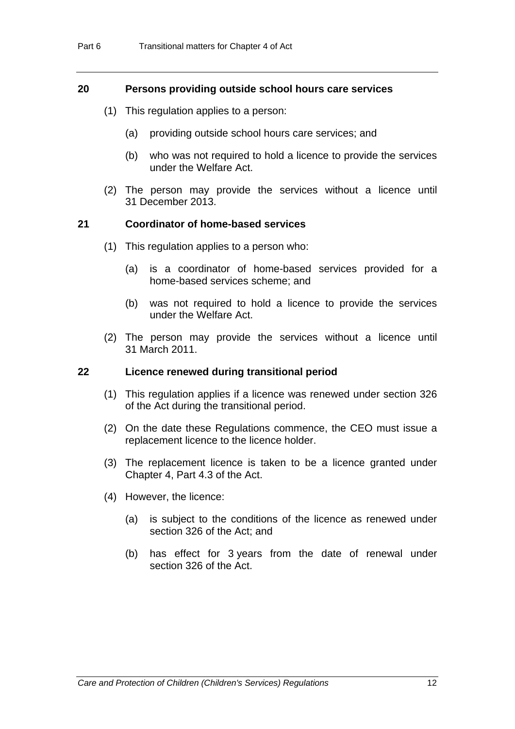### 20 Persons providing outside school hours care services

(1) This regulation applies to a person:

(a) providing outside school hours care services; and

(b) who was not required to hold a licence to provide the services under the Welfare Act.

(2) The person may provide the services without a licence until 31 December 2013.

### 21 Coordinator of home-based services

(1) This regulation applies to a person who:

(a) is a coordinator of home-based services provided for a home-based services scheme; and

(b) was not required to hold a licence to provide the services under the Welfare Act.

(2) The person may provide the services without a licence until 31 March 2011.

### 22 Licence renewed during transitional period

(1) This regulation applies if a licence was renewed under section 326 of the Act during the transitional period.

(2) On the date these Regulations commence, the CEO must issue a replacement licence to the licence holder.

(3) The replacement licence is taken to be a licence granted under Chapter 4, Part 4.3 of the Act.

(4) However, the licence:

(a) is subject to the conditions of the licence as renewed under section 326 of the Act; and

(b) has effect for 3 years from the date of renewal under section 326 of the Act.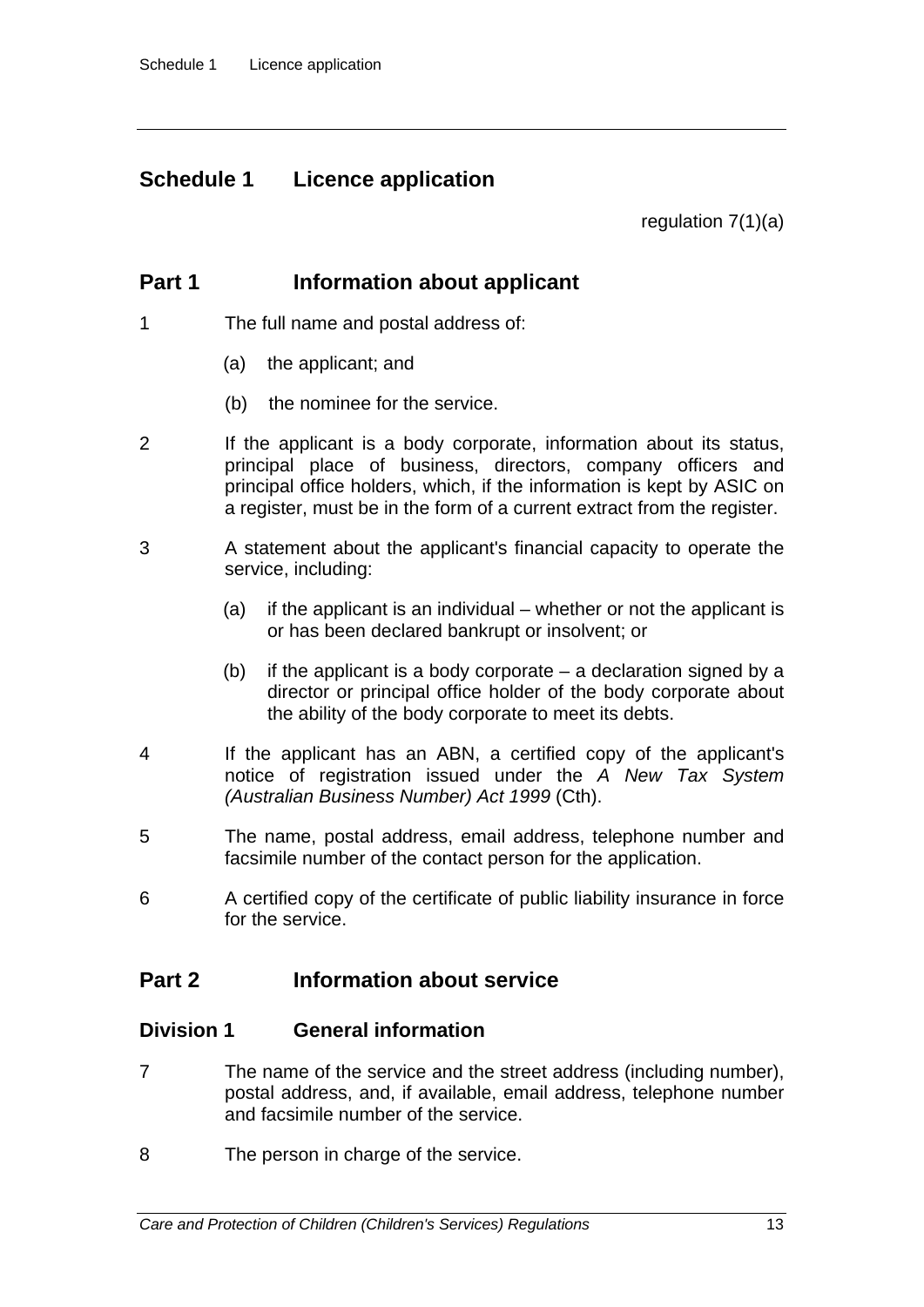# Schedule 1 Licence application

regulation 7(1)(a)

## Part 1 Information about applicant

1 The full name and postal address of:

(a) the applicant; and

(b) the nominee for the service.

2 If the applicant is a body corporate, information about its status, principal place of business, directors, company officers and principal office holders, which, if the information is kept by ASIC on a register, must be in the form of a current extract from the register.

3 A statement about the applicant's financial capacity to operate the service, including:

(a) if the applicant is an individual – whether or not the applicant is or has been declared bankrupt or insolvent; or

(b) if the applicant is a body corporate – a declaration signed by a director or principal office holder of the body corporate about the ability of the body corporate to meet its debts.

4 If the applicant has an ABN, a certified copy of the applicant's notice of registration issued under the *A New Tax System (Australian Business Number) Act 1999* (Cth).

5 The name, postal address, email address, telephone number and facsimile number of the contact person for the application.

6 A certified copy of the certificate of public liability insurance in force for the service.

## Part 2 Information about service

### Division 1 General information

7 The name of the service and the street address (including number), postal address, and, if available, email address, telephone number and facsimile number of the service.

8 The person in charge of the service.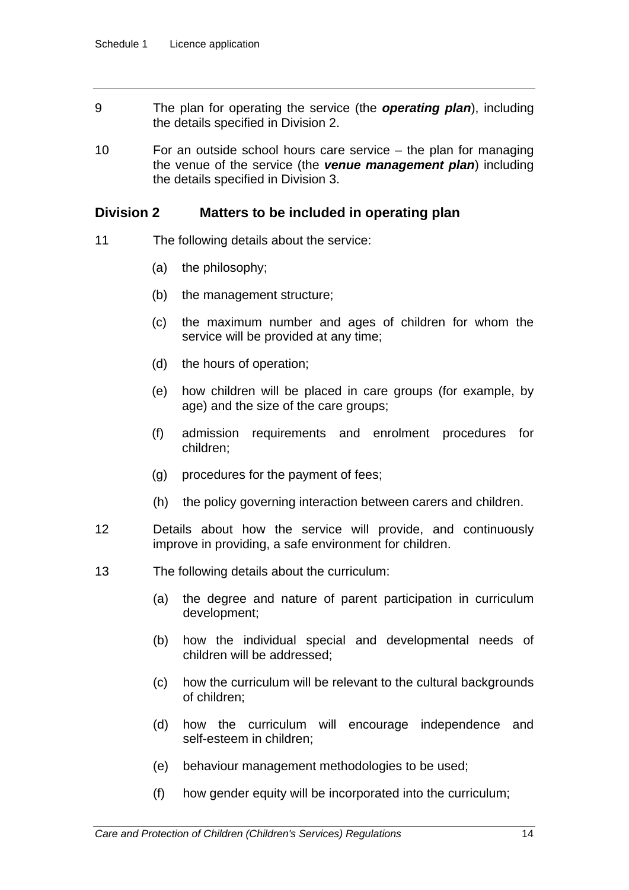9 The plan for operating the service (the ***operating plan***), including the details specified in Division 2.

10 For an outside school hours care service – the plan for managing the venue of the service (the ***venue management plan***) including the details specified in Division 3.

## Division 2 Matters to be included in operating plan

11 The following details about the service:

(a) the philosophy;

(b) the management structure;

(c) the maximum number and ages of children for whom the service will be provided at any time;

(d) the hours of operation;

(e) how children will be placed in care groups (for example, by age) and the size of the care groups;

(f) admission requirements and enrolment procedures for children;

(g) procedures for the payment of fees;

(h) the policy governing interaction between carers and children.

12 Details about how the service will provide, and continuously improve in providing, a safe environment for children.

13 The following details about the curriculum:

(a) the degree and nature of parent participation in curriculum development;

(b) how the individual special and developmental needs of children will be addressed;

(c) how the curriculum will be relevant to the cultural backgrounds of children;

(d) how the curriculum will encourage independence and self-esteem in children;

(e) behaviour management methodologies to be used;

(f) how gender equity will be incorporated into the curriculum;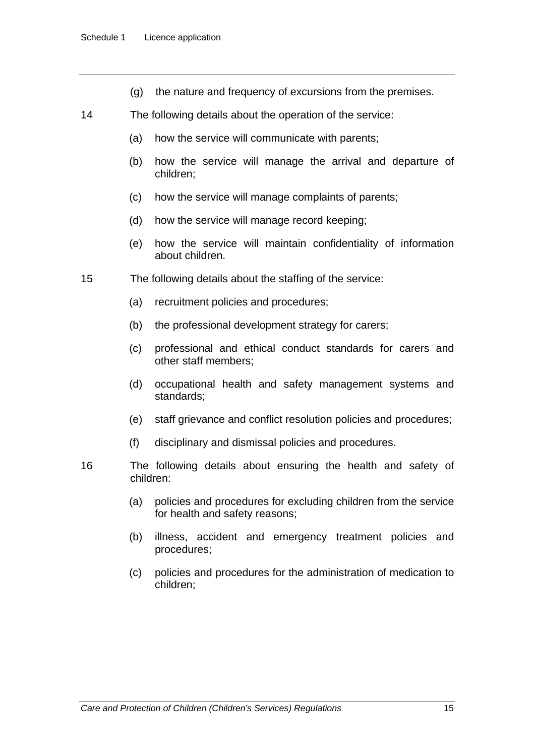(g) the nature and frequency of excursions from the premises.

14 The following details about the operation of the service:

(a) how the service will communicate with parents;

(b) how the service will manage the arrival and departure of children;

(c) how the service will manage complaints of parents;

(d) how the service will manage record keeping;

(e) how the service will maintain confidentiality of information about children.

15 The following details about the staffing of the service:

(a) recruitment policies and procedures;

(b) the professional development strategy for carers;

(c) professional and ethical conduct standards for carers and other staff members;

(d) occupational health and safety management systems and standards;

(e) staff grievance and conflict resolution policies and procedures;

(f) disciplinary and dismissal policies and procedures.

16 The following details about ensuring the health and safety of children:

(a) policies and procedures for excluding children from the service for health and safety reasons;

(b) illness, accident and emergency treatment policies and procedures;

(c) policies and procedures for the administration of medication to children;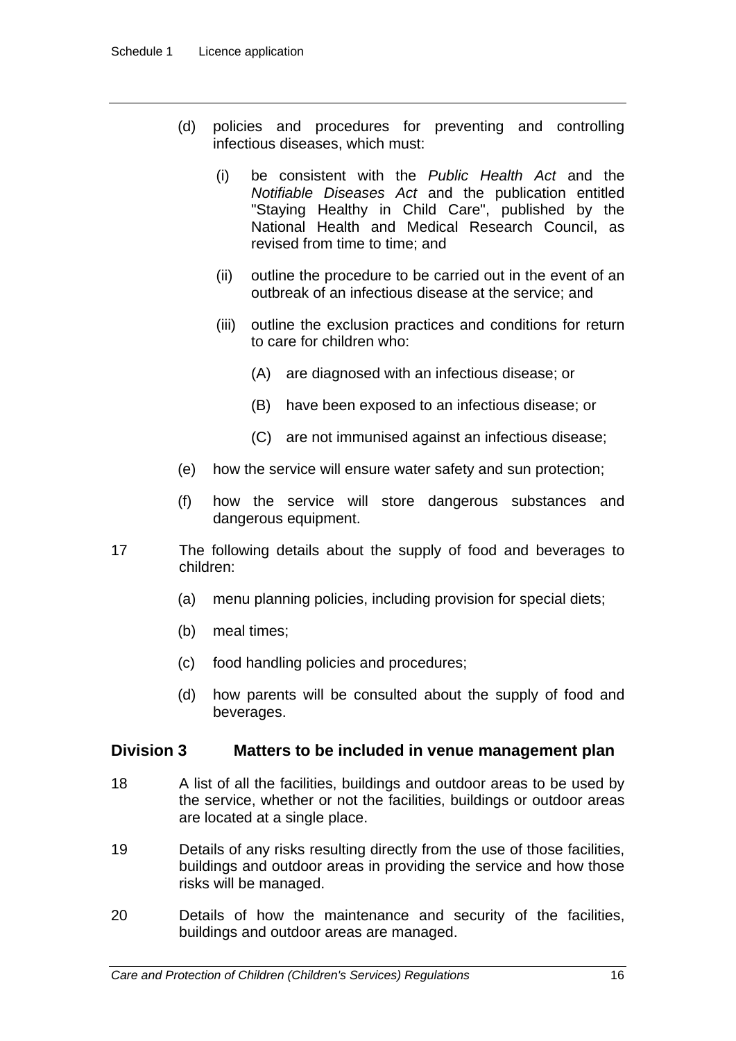(d) policies and procedures for preventing and controlling infectious diseases, which must:

   (i) be consistent with the *Public Health Act* and the *Notifiable Diseases Act* and the publication entitled "Staying Healthy in Child Care", published by the National Health and Medical Research Council, as revised from time to time; and

   (ii) outline the procedure to be carried out in the event of an outbreak of an infectious disease at the service; and

   (iii) outline the exclusion practices and conditions for return to care for children who:

      (A) are diagnosed with an infectious disease; or

      (B) have been exposed to an infectious disease; or

      (C) are not immunised against an infectious disease;

(e) how the service will ensure water safety and sun protection;

(f) how the service will store dangerous substances and dangerous equipment.

17 The following details about the supply of food and beverages to children:

(a) menu planning policies, including provision for special diets;

(b) meal times;

(c) food handling policies and procedures;

(d) how parents will be consulted about the supply of food and beverages.

## Division 3 Matters to be included in venue management plan

18 A list of all the facilities, buildings and outdoor areas to be used by the service, whether or not the facilities, buildings or outdoor areas are located at a single place.

19 Details of any risks resulting directly from the use of those facilities, buildings and outdoor areas in providing the service and how those risks will be managed.

20 Details of how the maintenance and security of the facilities, buildings and outdoor areas are managed.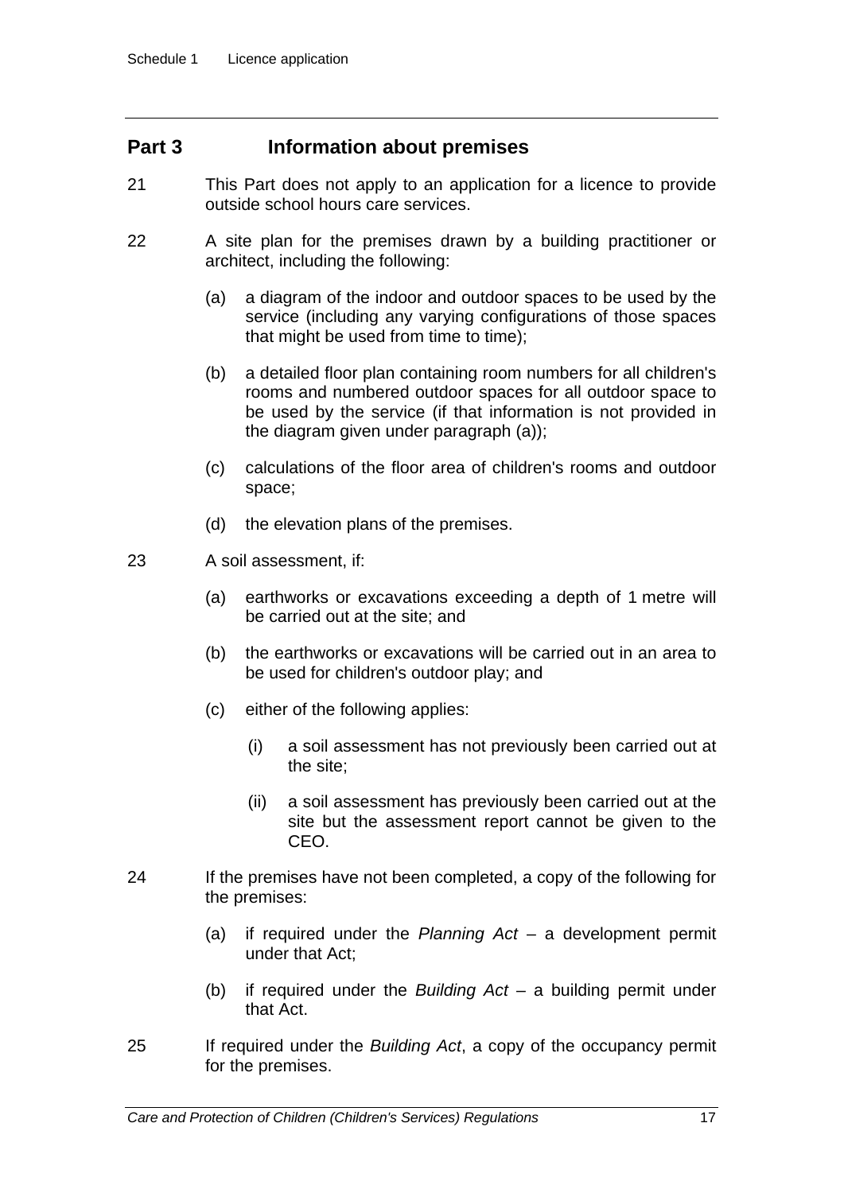## Part 3 Information about premises

21 This Part does not apply to an application for a licence to provide outside school hours care services.

22 A site plan for the premises drawn by a building practitioner or architect, including the following:

(a) a diagram of the indoor and outdoor spaces to be used by the service (including any varying configurations of those spaces that might be used from time to time);

(b) a detailed floor plan containing room numbers for all children's rooms and numbered outdoor spaces for all outdoor space to be used by the service (if that information is not provided in the diagram given under paragraph (a));

(c) calculations of the floor area of children's rooms and outdoor space;

(d) the elevation plans of the premises.

23 A soil assessment, if:

(a) earthworks or excavations exceeding a depth of 1 metre will be carried out at the site; and

(b) the earthworks or excavations will be carried out in an area to be used for children's outdoor play; and

(c) either of the following applies:

(i) a soil assessment has not previously been carried out at the site;

(ii) a soil assessment has previously been carried out at the site but the assessment report cannot be given to the CEO.

24 If the premises have not been completed, a copy of the following for the premises:

(a) if required under the *Planning Act* – a development permit under that Act;

(b) if required under the *Building Act* – a building permit under that Act.

25 If required under the *Building Act*, a copy of the occupancy permit for the premises.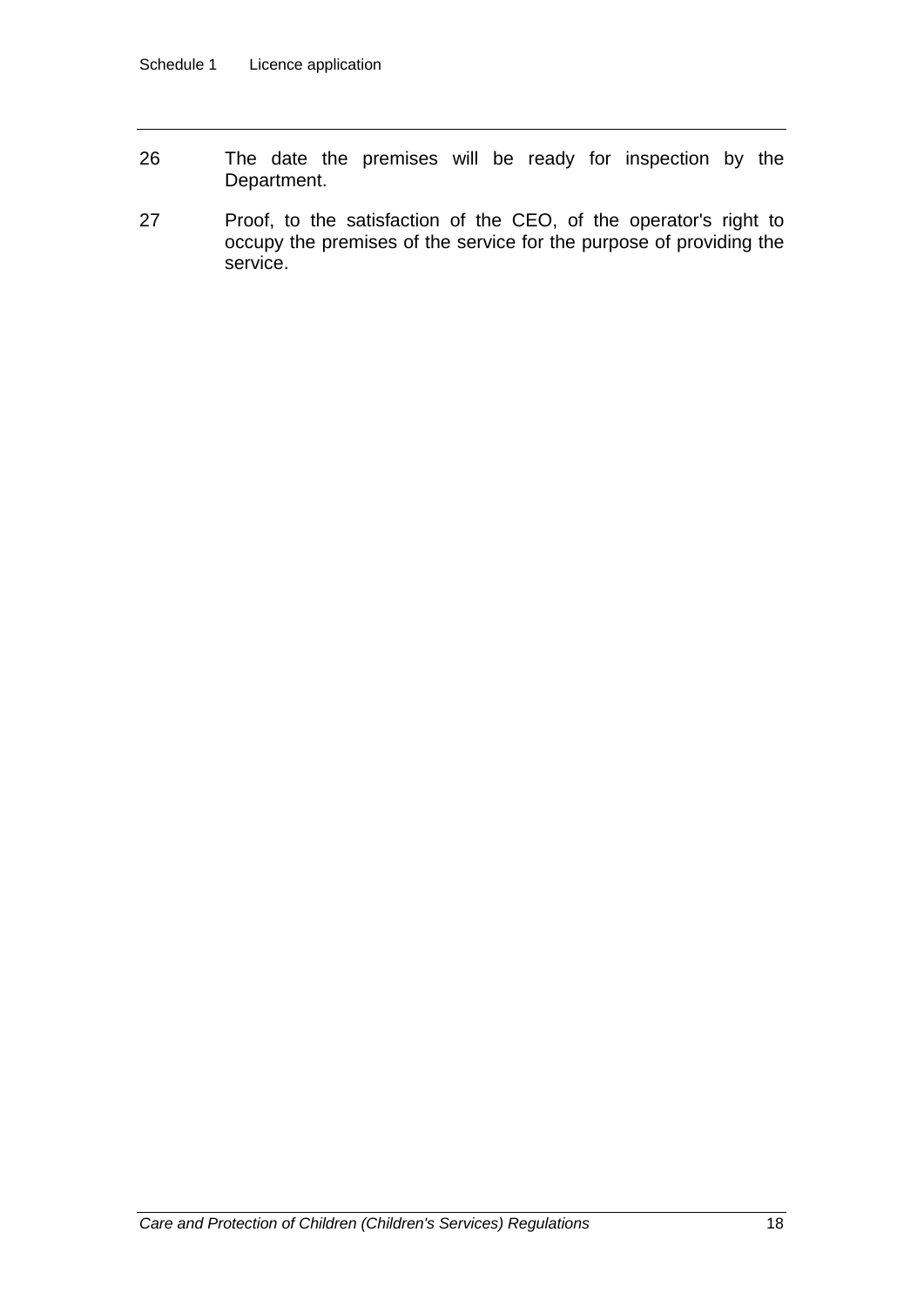26 The date the premises will be ready for inspection by the Department.

27 Proof, to the satisfaction of the CEO, of the operator's right to occupy the premises of the service for the purpose of providing the service.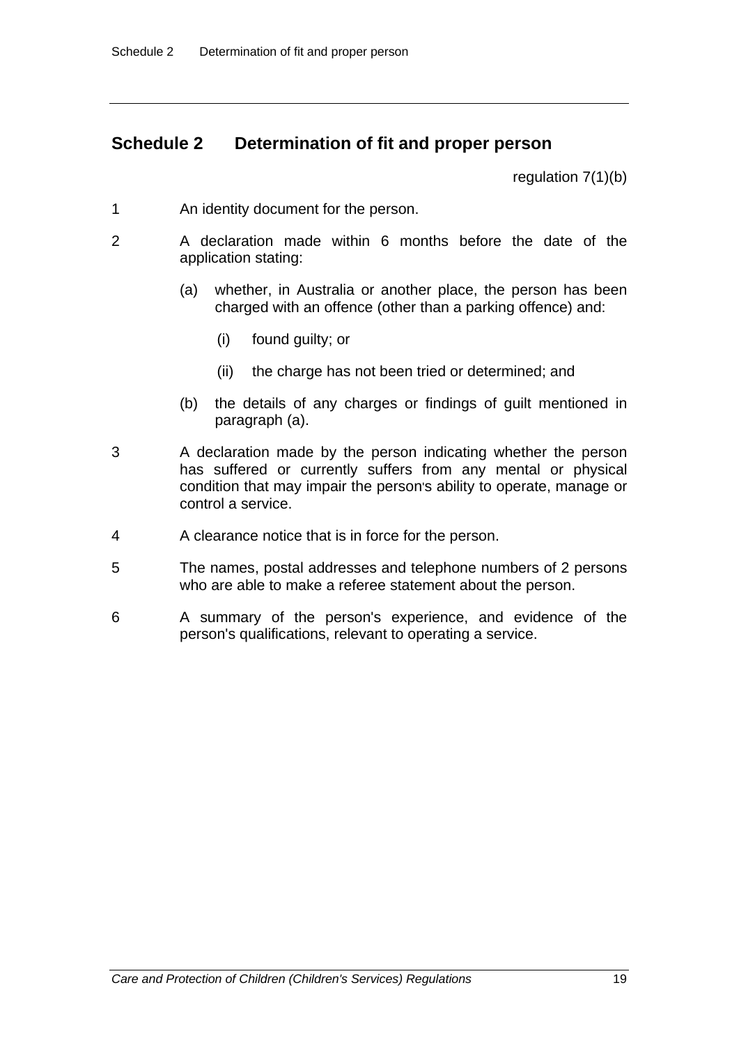## Schedule 2 Determination of fit and proper person

regulation 7(1)(b)

1 An identity document for the person.

2 A declaration made within 6 months before the date of the application stating:

(a) whether, in Australia or another place, the person has been charged with an offence (other than a parking offence) and:

(i) found guilty; or

(ii) the charge has not been tried or determined; and

(b) the details of any charges or findings of guilt mentioned in paragraph (a).

3 A declaration made by the person indicating whether the person has suffered or currently suffers from any mental or physical condition that may impair the person's ability to operate, manage or control a service.

4 A clearance notice that is in force for the person.

5 The names, postal addresses and telephone numbers of 2 persons who are able to make a referee statement about the person.

6 A summary of the person's experience, and evidence of the person's qualifications, relevant to operating a service.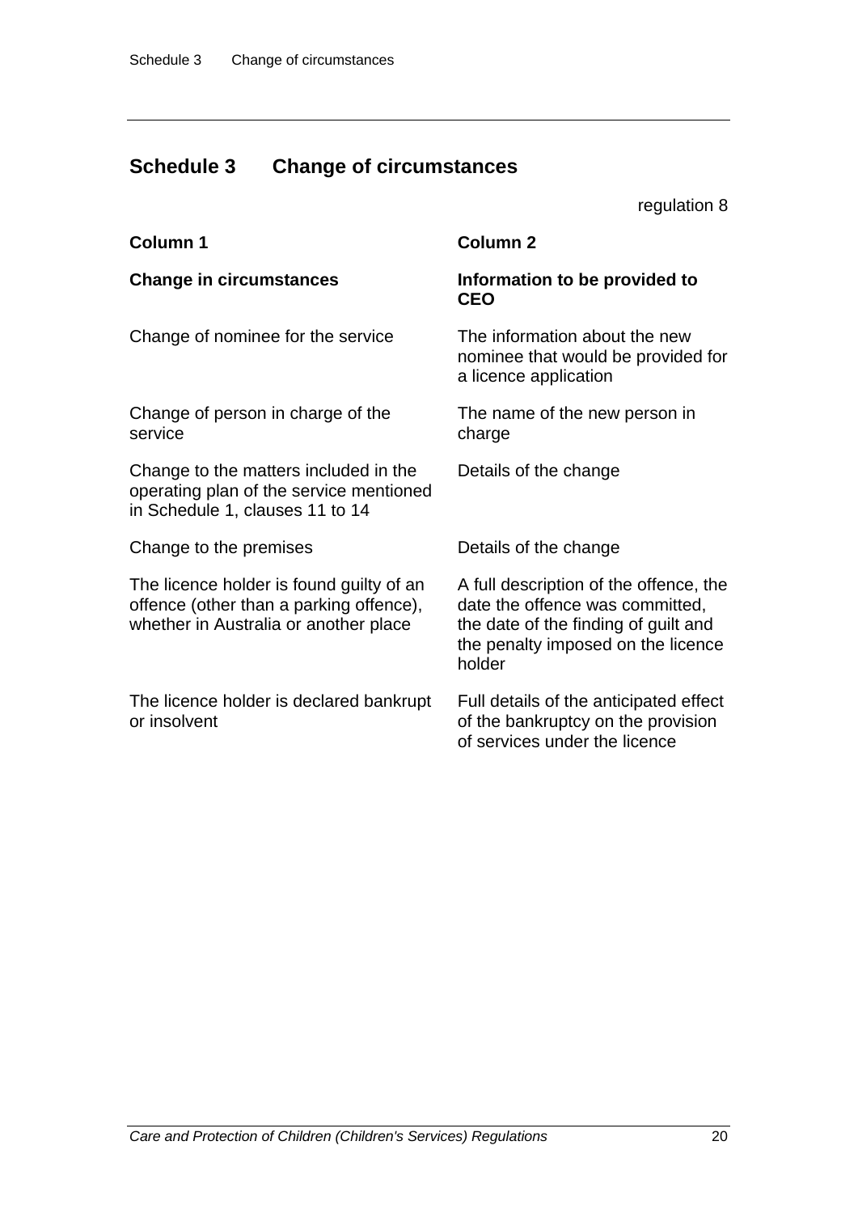## Schedule 3 Change of circumstances

regulation 8

| Column 1 | Column 2 |
| --- | --- |
| **Change in circumstances** | **Information to be provided to CEO** |
| Change of nominee for the service | The information about the new nominee that would be provided for a licence application |
| Change of person in charge of the service | The name of the new person in charge |
| Change to the matters included in the operating plan of the service mentioned in Schedule 1, clauses 11 to 14 | Details of the change |
| Change to the premises | Details of the change |
| The licence holder is found guilty of an offence (other than a parking offence), whether in Australia or another place | A full description of the offence, the date the offence was committed, the date of the finding of guilt and the penalty imposed on the licence holder |
| The licence holder is declared bankrupt or insolvent | Full details of the anticipated effect of the bankruptcy on the provision of services under the licence |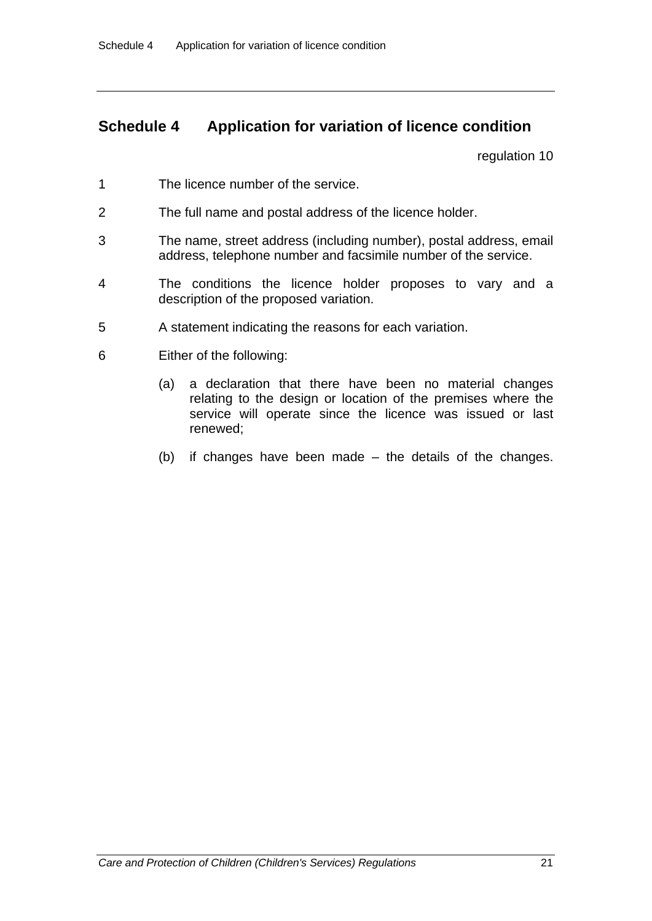## Schedule 4 Application for variation of licence condition

regulation 10

1 The licence number of the service.

2 The full name and postal address of the licence holder.

3 The name, street address (including number), postal address, email address, telephone number and facsimile number of the service.

4 The conditions the licence holder proposes to vary and a description of the proposed variation.

5 A statement indicating the reasons for each variation.

6 Either of the following:

(a) a declaration that there have been no material changes relating to the design or location of the premises where the service will operate since the licence was issued or last renewed;

(b) if changes have been made – the details of the changes.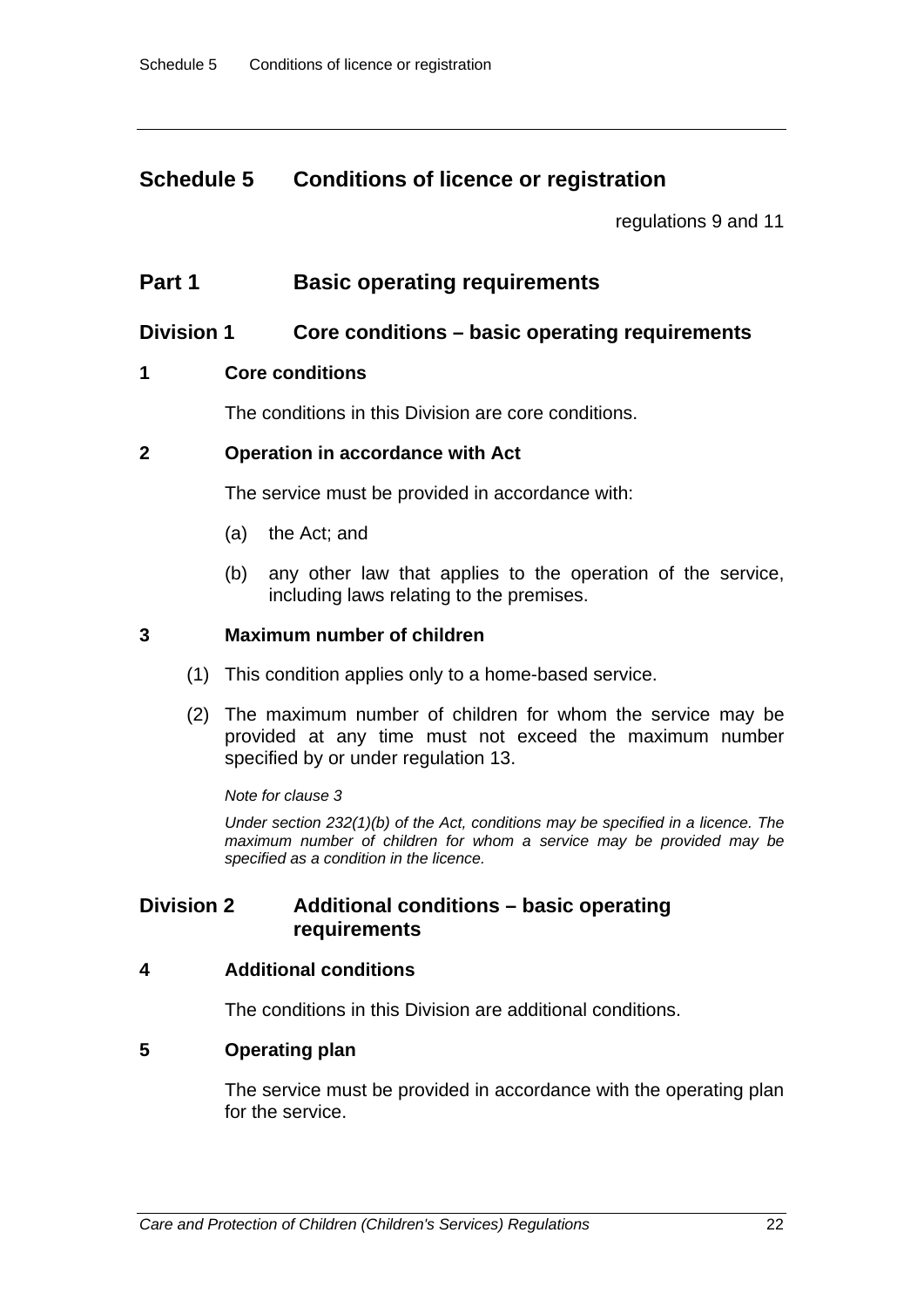# Schedule 5 Conditions of licence or registration

regulations 9 and 11

## Part 1 Basic operating requirements

### Division 1 Core conditions – basic operating requirements

**1 Core conditions**

The conditions in this Division are core conditions.

**2 Operation in accordance with Act**

The service must be provided in accordance with:

(a) the Act; and

(b) any other law that applies to the operation of the service, including laws relating to the premises.

**3 Maximum number of children**

(1) This condition applies only to a home-based service.

(2) The maximum number of children for whom the service may be provided at any time must not exceed the maximum number specified by or under regulation 13.

*Note for clause 3*

*Under section 232(1)(b) of the Act, conditions may be specified in a licence. The maximum number of children for whom a service may be provided may be specified as a condition in the licence.*

### Division 2 Additional conditions – basic operating requirements

**4 Additional conditions**

The conditions in this Division are additional conditions.

**5 Operating plan**

The service must be provided in accordance with the operating plan for the service.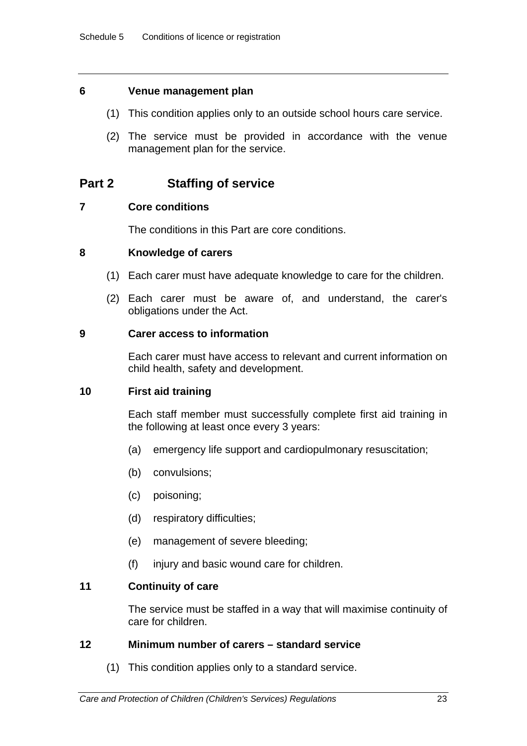### 6 Venue management plan

(1) This condition applies only to an outside school hours care service.

(2) The service must be provided in accordance with the venue management plan for the service.

## Part 2 Staffing of service

### 7 Core conditions

The conditions in this Part are core conditions.

### 8 Knowledge of carers

(1) Each carer must have adequate knowledge to care for the children.

(2) Each carer must be aware of, and understand, the carer's obligations under the Act.

### 9 Carer access to information

Each carer must have access to relevant and current information on child health, safety and development.

### 10 First aid training

Each staff member must successfully complete first aid training in the following at least once every 3 years:

(a) emergency life support and cardiopulmonary resuscitation;

(b) convulsions;

(c) poisoning;

(d) respiratory difficulties;

(e) management of severe bleeding;

(f) injury and basic wound care for children.

### 11 Continuity of care

The service must be staffed in a way that will maximise continuity of care for children.

### 12 Minimum number of carers – standard service

(1) This condition applies only to a standard service.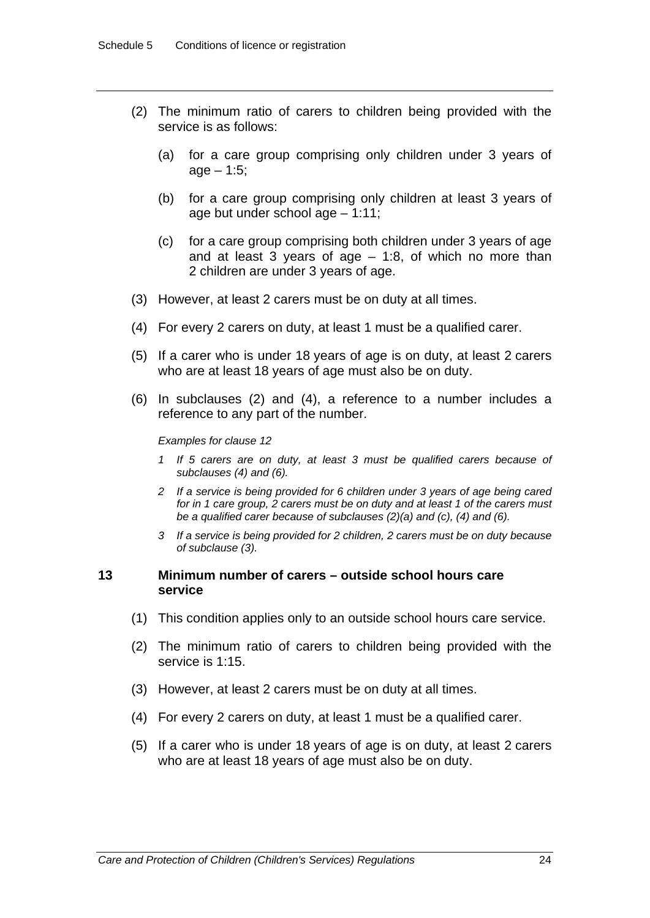(2) The minimum ratio of carers to children being provided with the service is as follows:

(a) for a care group comprising only children under 3 years of age – 1:5;

(b) for a care group comprising only children at least 3 years of age but under school age – 1:11;

(c) for a care group comprising both children under 3 years of age and at least 3 years of age – 1:8, of which no more than 2 children are under 3 years of age.

(3) However, at least 2 carers must be on duty at all times.

(4) For every 2 carers on duty, at least 1 must be a qualified carer.

(5) If a carer who is under 18 years of age is on duty, at least 2 carers who are at least 18 years of age must also be on duty.

(6) In subclauses (2) and (4), a reference to a number includes a reference to any part of the number.

*Examples for clause 12*

*1 If 5 carers are on duty, at least 3 must be qualified carers because of subclauses (4) and (6).*

*2 If a service is being provided for 6 children under 3 years of age being cared for in 1 care group, 2 carers must be on duty and at least 1 of the carers must be a qualified carer because of subclauses (2)(a) and (c), (4) and (6).*

*3 If a service is being provided for 2 children, 2 carers must be on duty because of subclause (3).*

### 13 Minimum number of carers – outside school hours care service

(1) This condition applies only to an outside school hours care service.

(2) The minimum ratio of carers to children being provided with the service is 1:15.

(3) However, at least 2 carers must be on duty at all times.

(4) For every 2 carers on duty, at least 1 must be a qualified carer.

(5) If a carer who is under 18 years of age is on duty, at least 2 carers who are at least 18 years of age must also be on duty.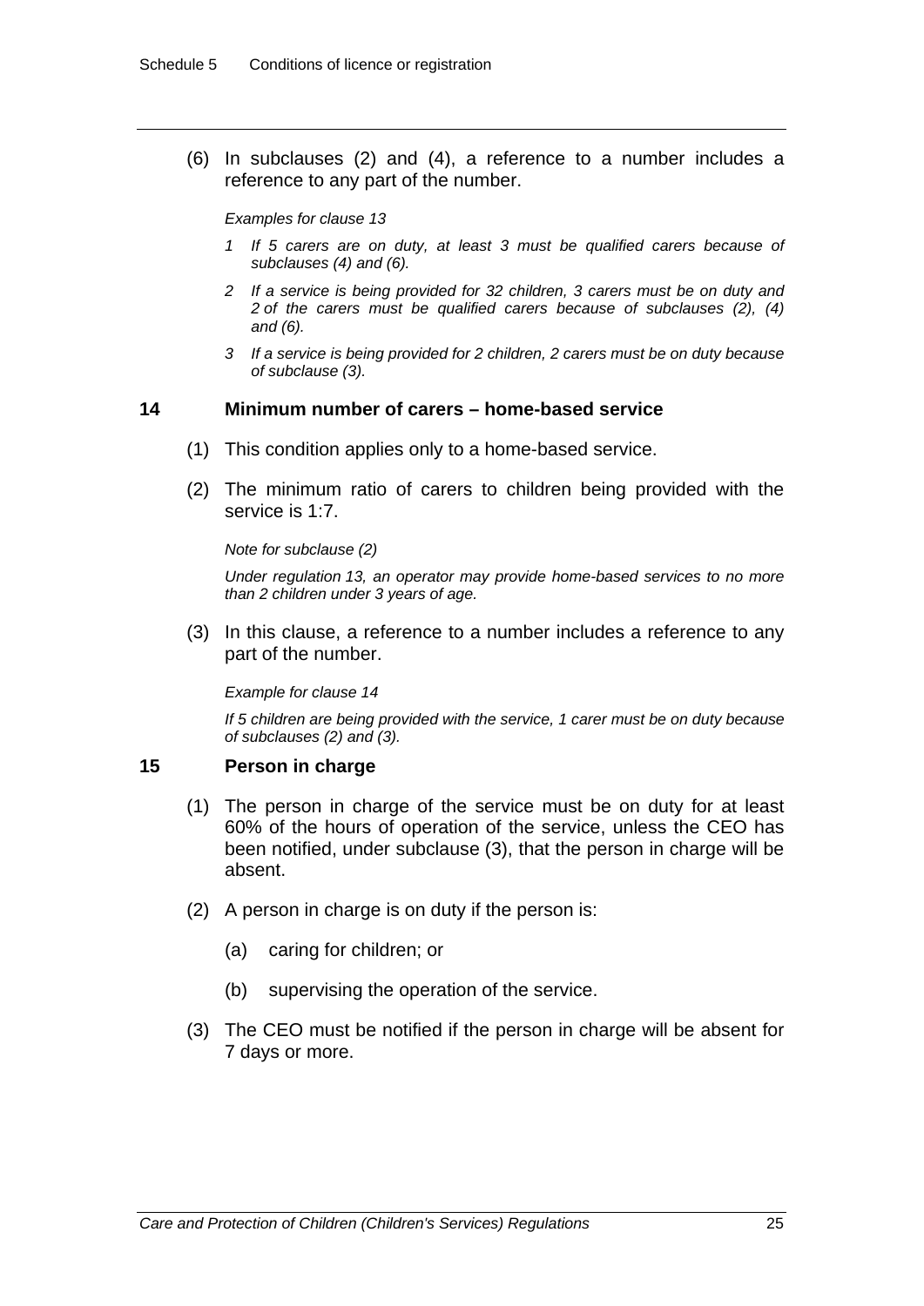(6) In subclauses (2) and (4), a reference to a number includes a reference to any part of the number.

*Examples for clause 13*

*1 If 5 carers are on duty, at least 3 must be qualified carers because of subclauses (4) and (6).*

*2 If a service is being provided for 32 children, 3 carers must be on duty and 2 of the carers must be qualified carers because of subclauses (2), (4) and (6).*

*3 If a service is being provided for 2 children, 2 carers must be on duty because of subclause (3).*

### 14 Minimum number of carers – home-based service

(1) This condition applies only to a home-based service.

(2) The minimum ratio of carers to children being provided with the service is 1:7.

*Note for subclause (2)*

*Under regulation 13, an operator may provide home-based services to no more than 2 children under 3 years of age.*

(3) In this clause, a reference to a number includes a reference to any part of the number.

*Example for clause 14*

*If 5 children are being provided with the service, 1 carer must be on duty because of subclauses (2) and (3).*

### 15 Person in charge

(1) The person in charge of the service must be on duty for at least 60% of the hours of operation of the service, unless the CEO has been notified, under subclause (3), that the person in charge will be absent.

(2) A person in charge is on duty if the person is:

(a) caring for children; or

(b) supervising the operation of the service.

(3) The CEO must be notified if the person in charge will be absent for 7 days or more.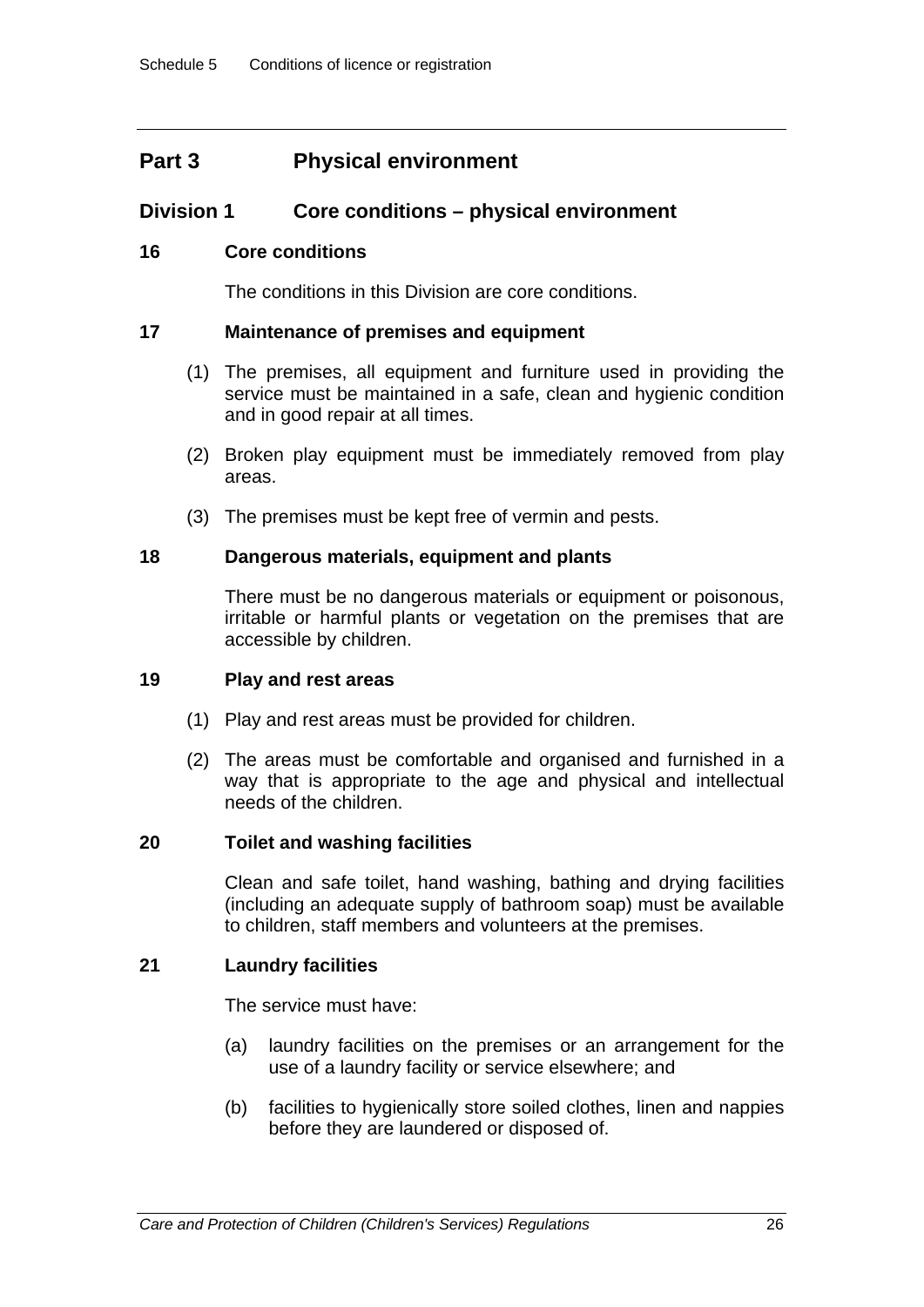## Part 3 Physical environment

### Division 1 Core conditions – physical environment

#### 16 Core conditions

The conditions in this Division are core conditions.

#### 17 Maintenance of premises and equipment

(1) The premises, all equipment and furniture used in providing the service must be maintained in a safe, clean and hygienic condition and in good repair at all times.

(2) Broken play equipment must be immediately removed from play areas.

(3) The premises must be kept free of vermin and pests.

#### 18 Dangerous materials, equipment and plants

There must be no dangerous materials or equipment or poisonous, irritable or harmful plants or vegetation on the premises that are accessible by children.

#### 19 Play and rest areas

(1) Play and rest areas must be provided for children.

(2) The areas must be comfortable and organised and furnished in a way that is appropriate to the age and physical and intellectual needs of the children.

#### 20 Toilet and washing facilities

Clean and safe toilet, hand washing, bathing and drying facilities (including an adequate supply of bathroom soap) must be available to children, staff members and volunteers at the premises.

#### 21 Laundry facilities

The service must have:

(a) laundry facilities on the premises or an arrangement for the use of a laundry facility or service elsewhere; and

(b) facilities to hygienically store soiled clothes, linen and nappies before they are laundered or disposed of.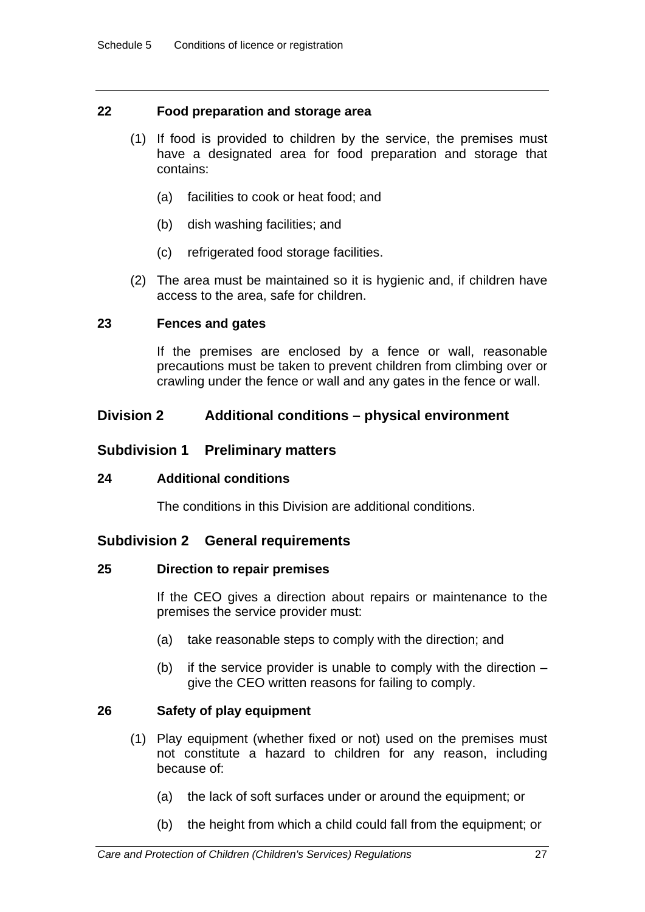### 22 Food preparation and storage area

(1) If food is provided to children by the service, the premises must have a designated area for food preparation and storage that contains:

(a) facilities to cook or heat food; and

(b) dish washing facilities; and

(c) refrigerated food storage facilities.

(2) The area must be maintained so it is hygienic and, if children have access to the area, safe for children.

### 23 Fences and gates

If the premises are enclosed by a fence or wall, reasonable precautions must be taken to prevent children from climbing over or crawling under the fence or wall and any gates in the fence or wall.

## Division 2 Additional conditions – physical environment

## Subdivision 1 Preliminary matters

### 24 Additional conditions

The conditions in this Division are additional conditions.

## Subdivision 2 General requirements

### 25 Direction to repair premises

If the CEO gives a direction about repairs or maintenance to the premises the service provider must:

(a) take reasonable steps to comply with the direction; and

(b) if the service provider is unable to comply with the direction – give the CEO written reasons for failing to comply.

### 26 Safety of play equipment

(1) Play equipment (whether fixed or not) used on the premises must not constitute a hazard to children for any reason, including because of:

(a) the lack of soft surfaces under or around the equipment; or

(b) the height from which a child could fall from the equipment; or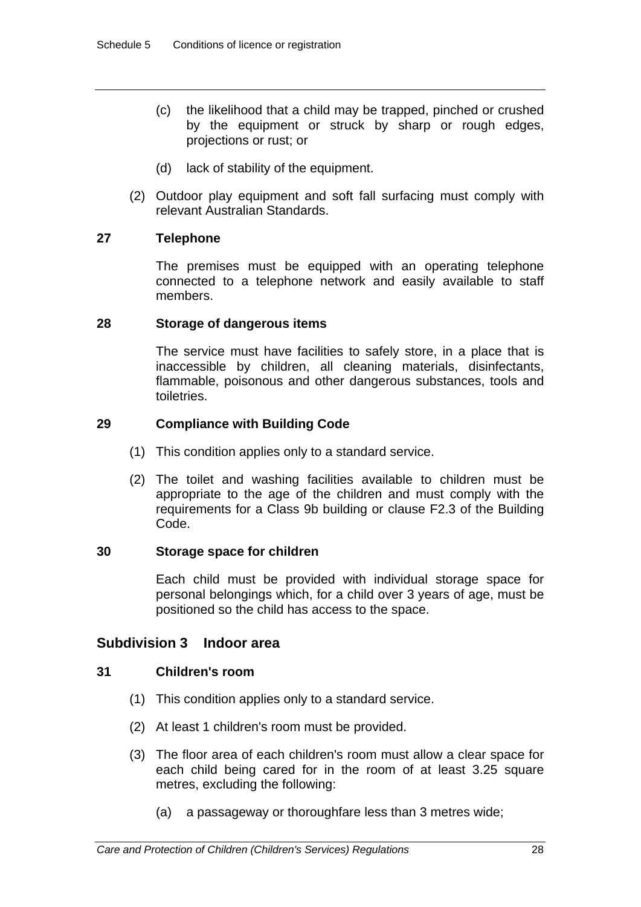(c) the likelihood that a child may be trapped, pinched or crushed by the equipment or struck by sharp or rough edges, projections or rust; or

(d) lack of stability of the equipment.

(2) Outdoor play equipment and soft fall surfacing must comply with relevant Australian Standards.

**27 Telephone**

The premises must be equipped with an operating telephone connected to a telephone network and easily available to staff members.

**28 Storage of dangerous items**

The service must have facilities to safely store, in a place that is inaccessible by children, all cleaning materials, disinfectants, flammable, poisonous and other dangerous substances, tools and toiletries.

**29 Compliance with Building Code**

(1) This condition applies only to a standard service.

(2) The toilet and washing facilities available to children must be appropriate to the age of the children and must comply with the requirements for a Class 9b building or clause F2.3 of the Building Code.

**30 Storage space for children**

Each child must be provided with individual storage space for personal belongings which, for a child over 3 years of age, must be positioned so the child has access to the space.

## Subdivision 3 Indoor area

**31 Children's room**

(1) This condition applies only to a standard service.

(2) At least 1 children's room must be provided.

(3) The floor area of each children's room must allow a clear space for each child being cared for in the room of at least 3.25 square metres, excluding the following:

(a) a passageway or thoroughfare less than 3 metres wide;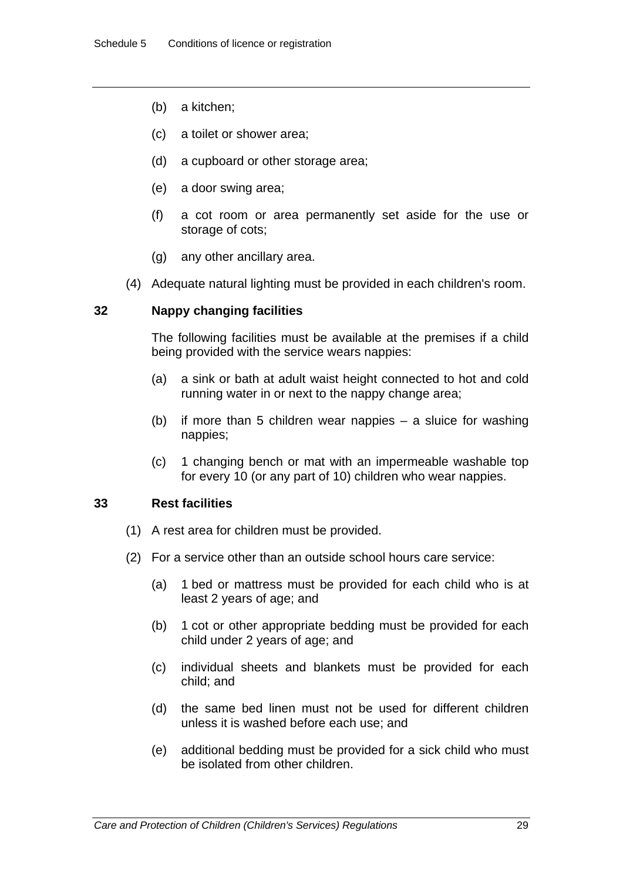(b) a kitchen;

(c) a toilet or shower area;

(d) a cupboard or other storage area;

(e) a door swing area;

(f) a cot room or area permanently set aside for the use or storage of cots;

(g) any other ancillary area.

(4) Adequate natural lighting must be provided in each children's room.

**32 Nappy changing facilities**

The following facilities must be available at the premises if a child being provided with the service wears nappies:

(a) a sink or bath at adult waist height connected to hot and cold running water in or next to the nappy change area;

(b) if more than 5 children wear nappies – a sluice for washing nappies;

(c) 1 changing bench or mat with an impermeable washable top for every 10 (or any part of 10) children who wear nappies.

**33 Rest facilities**

(1) A rest area for children must be provided.

(2) For a service other than an outside school hours care service:

(a) 1 bed or mattress must be provided for each child who is at least 2 years of age; and

(b) 1 cot or other appropriate bedding must be provided for each child under 2 years of age; and

(c) individual sheets and blankets must be provided for each child; and

(d) the same bed linen must not be used for different children unless it is washed before each use; and

(e) additional bedding must be provided for a sick child who must be isolated from other children.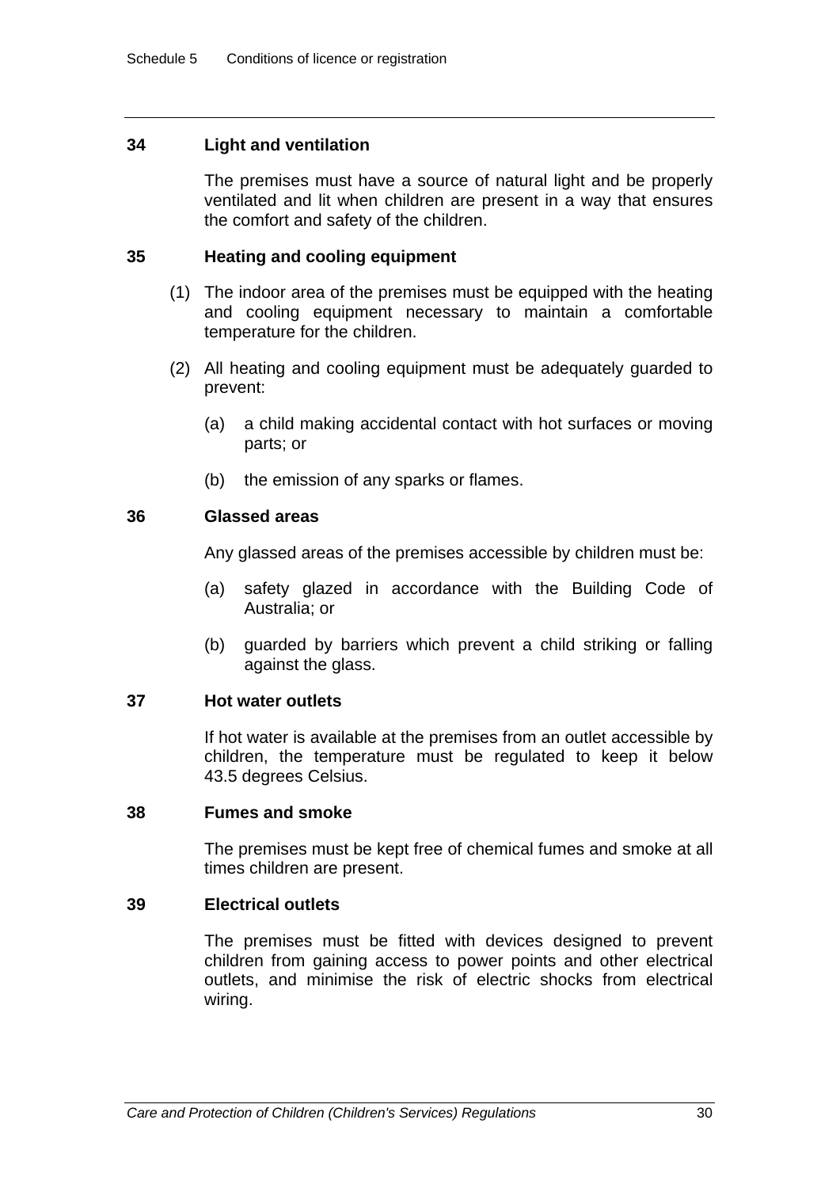### 34 Light and ventilation

The premises must have a source of natural light and be properly ventilated and lit when children are present in a way that ensures the comfort and safety of the children.

### 35 Heating and cooling equipment

(1) The indoor area of the premises must be equipped with the heating and cooling equipment necessary to maintain a comfortable temperature for the children.

(2) All heating and cooling equipment must be adequately guarded to prevent:

(a) a child making accidental contact with hot surfaces or moving parts; or

(b) the emission of any sparks or flames.

### 36 Glassed areas

Any glassed areas of the premises accessible by children must be:

(a) safety glazed in accordance with the Building Code of Australia; or

(b) guarded by barriers which prevent a child striking or falling against the glass.

### 37 Hot water outlets

If hot water is available at the premises from an outlet accessible by children, the temperature must be regulated to keep it below 43.5 degrees Celsius.

### 38 Fumes and smoke

The premises must be kept free of chemical fumes and smoke at all times children are present.

### 39 Electrical outlets

The premises must be fitted with devices designed to prevent children from gaining access to power points and other electrical outlets, and minimise the risk of electric shocks from electrical wiring.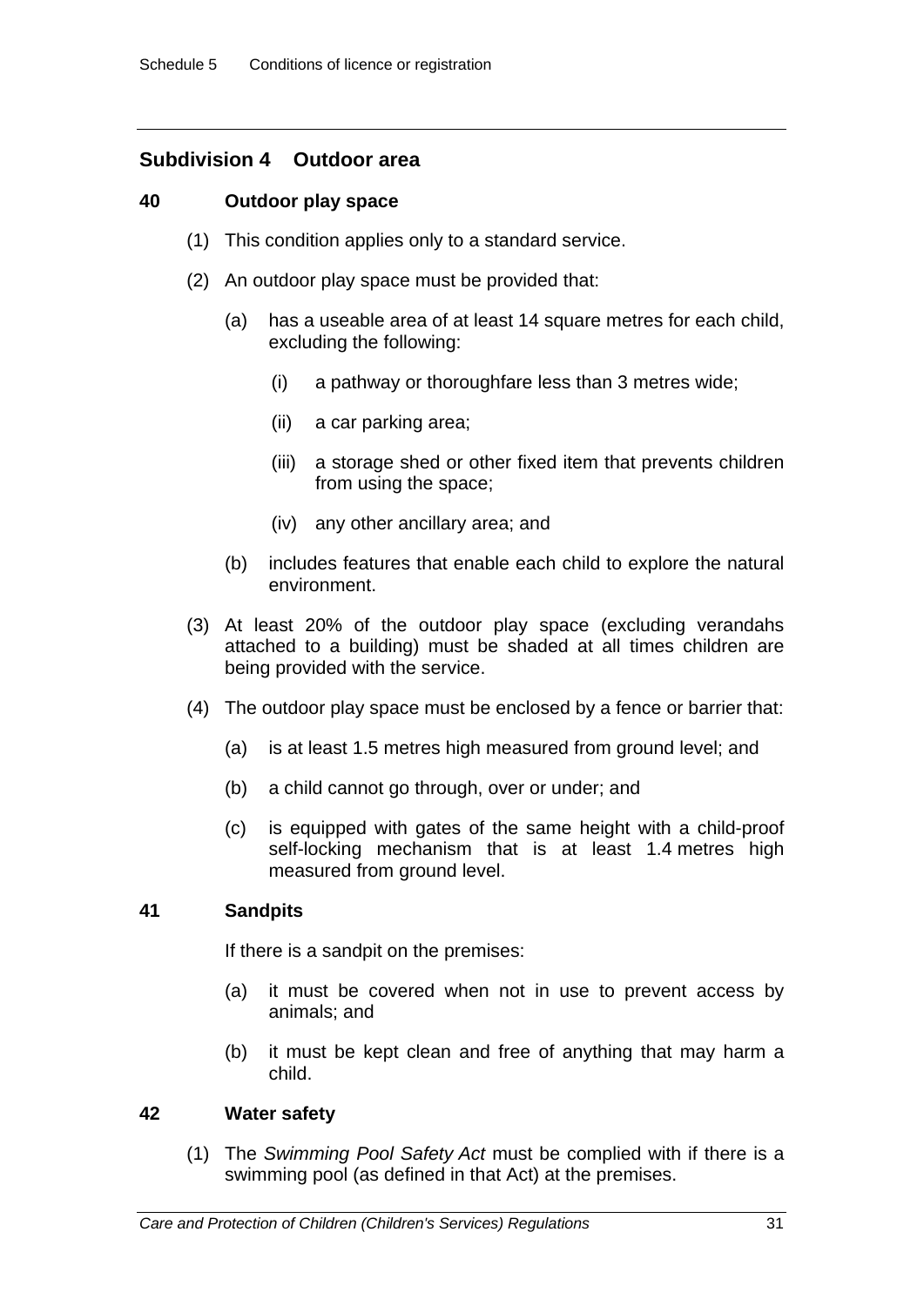## Subdivision 4 Outdoor area

### 40 Outdoor play space

(1) This condition applies only to a standard service.

(2) An outdoor play space must be provided that:

(a) has a useable area of at least 14 square metres for each child, excluding the following:

(i) a pathway or thoroughfare less than 3 metres wide;

(ii) a car parking area;

(iii) a storage shed or other fixed item that prevents children from using the space;

(iv) any other ancillary area; and

(b) includes features that enable each child to explore the natural environment.

(3) At least 20% of the outdoor play space (excluding verandahs attached to a building) must be shaded at all times children are being provided with the service.

(4) The outdoor play space must be enclosed by a fence or barrier that:

(a) is at least 1.5 metres high measured from ground level; and

(b) a child cannot go through, over or under; and

(c) is equipped with gates of the same height with a child-proof self-locking mechanism that is at least 1.4 metres high measured from ground level.

### 41 Sandpits

If there is a sandpit on the premises:

(a) it must be covered when not in use to prevent access by animals; and

(b) it must be kept clean and free of anything that may harm a child.

### 42 Water safety

(1) The *Swimming Pool Safety Act* must be complied with if there is a swimming pool (as defined in that Act) at the premises.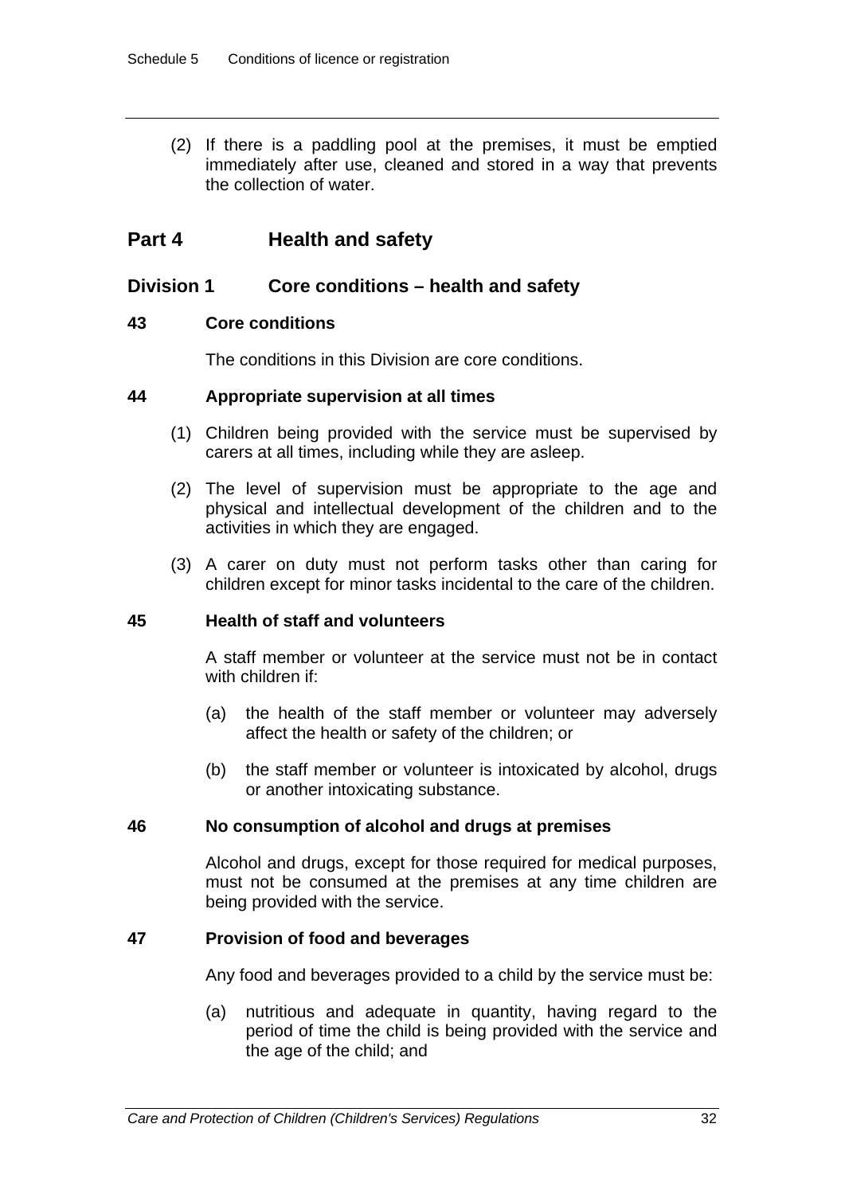(2) If there is a paddling pool at the premises, it must be emptied immediately after use, cleaned and stored in a way that prevents the collection of water.

## Part 4 Health and safety

### Division 1 Core conditions – health and safety

#### 43 Core conditions

The conditions in this Division are core conditions.

#### 44 Appropriate supervision at all times

(1) Children being provided with the service must be supervised by carers at all times, including while they are asleep.

(2) The level of supervision must be appropriate to the age and physical and intellectual development of the children and to the activities in which they are engaged.

(3) A carer on duty must not perform tasks other than caring for children except for minor tasks incidental to the care of the children.

#### 45 Health of staff and volunteers

A staff member or volunteer at the service must not be in contact with children if:

(a) the health of the staff member or volunteer may adversely affect the health or safety of the children; or

(b) the staff member or volunteer is intoxicated by alcohol, drugs or another intoxicating substance.

#### 46 No consumption of alcohol and drugs at premises

Alcohol and drugs, except for those required for medical purposes, must not be consumed at the premises at any time children are being provided with the service.

#### 47 Provision of food and beverages

Any food and beverages provided to a child by the service must be:

(a) nutritious and adequate in quantity, having regard to the period of time the child is being provided with the service and the age of the child; and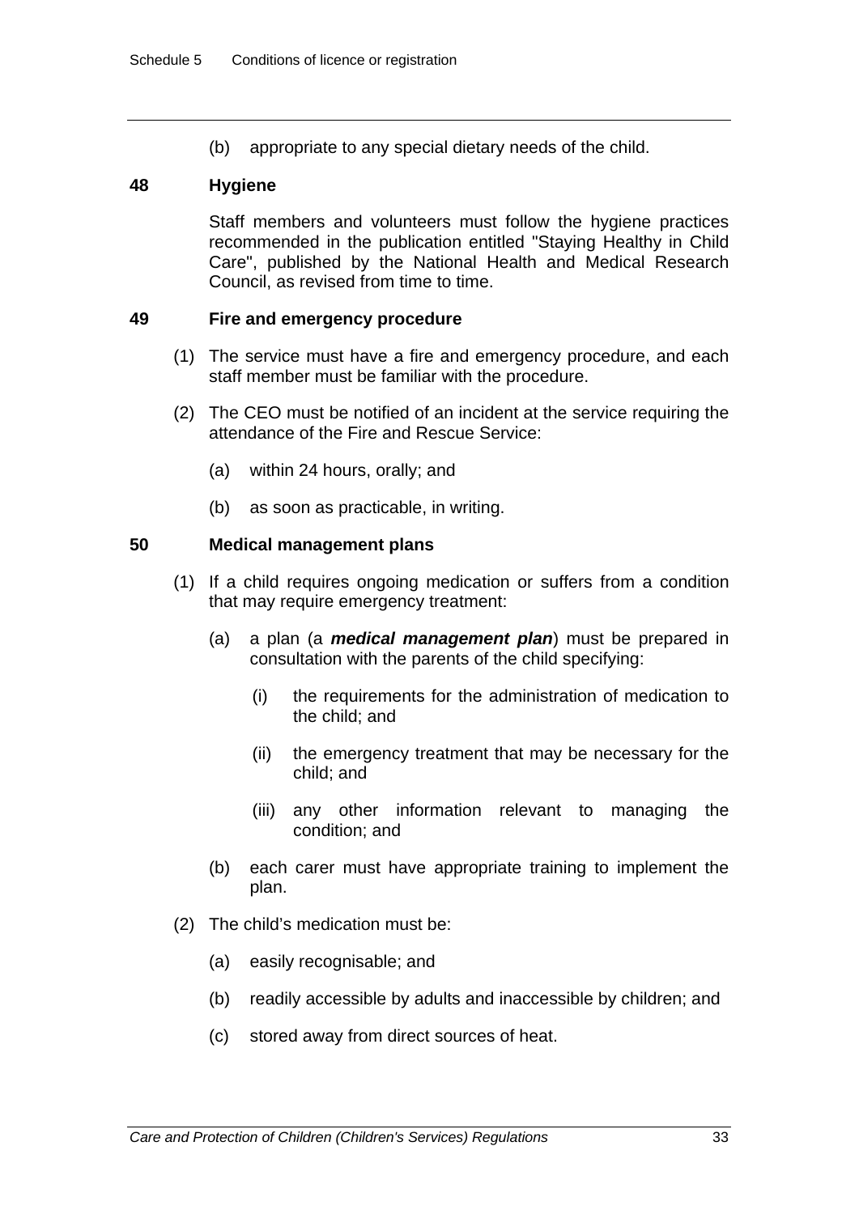(b) appropriate to any special dietary needs of the child.

### 48 Hygiene

Staff members and volunteers must follow the hygiene practices recommended in the publication entitled "Staying Healthy in Child Care", published by the National Health and Medical Research Council, as revised from time to time.

### 49 Fire and emergency procedure

(1) The service must have a fire and emergency procedure, and each staff member must be familiar with the procedure.

(2) The CEO must be notified of an incident at the service requiring the attendance of the Fire and Rescue Service:

(a) within 24 hours, orally; and

(b) as soon as practicable, in writing.

### 50 Medical management plans

(1) If a child requires ongoing medication or suffers from a condition that may require emergency treatment:

(a) a plan (a ***medical management plan***) must be prepared in consultation with the parents of the child specifying:

(i) the requirements for the administration of medication to the child; and

(ii) the emergency treatment that may be necessary for the child; and

(iii) any other information relevant to managing the condition; and

(b) each carer must have appropriate training to implement the plan.

(2) The child's medication must be:

(a) easily recognisable; and

(b) readily accessible by adults and inaccessible by children; and

(c) stored away from direct sources of heat.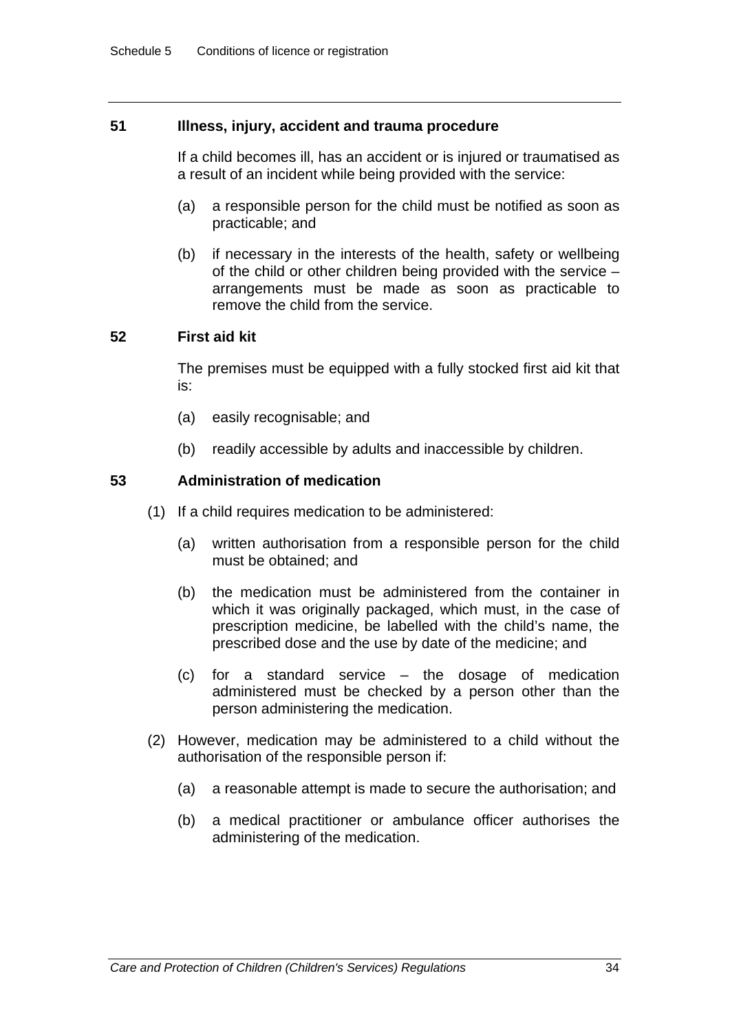### 51 Illness, injury, accident and trauma procedure

If a child becomes ill, has an accident or is injured or traumatised as a result of an incident while being provided with the service:

(a) a responsible person for the child must be notified as soon as practicable; and

(b) if necessary in the interests of the health, safety or wellbeing of the child or other children being provided with the service – arrangements must be made as soon as practicable to remove the child from the service.

### 52 First aid kit

The premises must be equipped with a fully stocked first aid kit that is:

(a) easily recognisable; and

(b) readily accessible by adults and inaccessible by children.

### 53 Administration of medication

(1) If a child requires medication to be administered:

(a) written authorisation from a responsible person for the child must be obtained; and

(b) the medication must be administered from the container in which it was originally packaged, which must, in the case of prescription medicine, be labelled with the child's name, the prescribed dose and the use by date of the medicine; and

(c) for a standard service – the dosage of medication administered must be checked by a person other than the person administering the medication.

(2) However, medication may be administered to a child without the authorisation of the responsible person if:

(a) a reasonable attempt is made to secure the authorisation; and

(b) a medical practitioner or ambulance officer authorises the administering of the medication.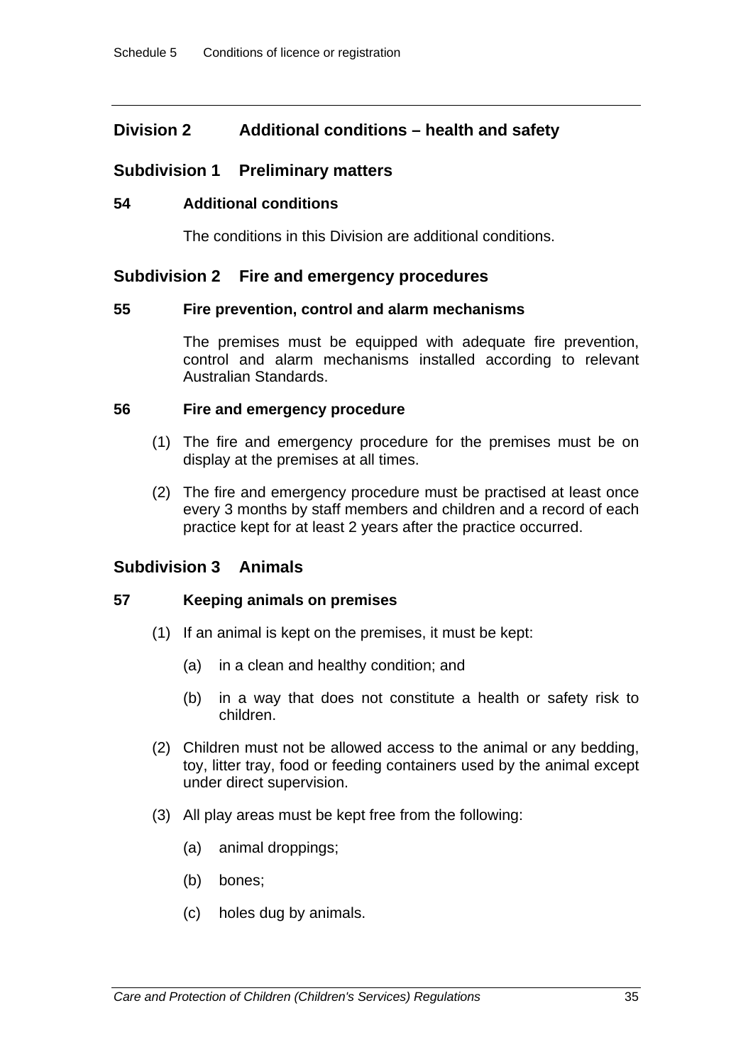## Division 2 Additional conditions – health and safety

### Subdivision 1 Preliminary matters

**54 Additional conditions**

The conditions in this Division are additional conditions.

### Subdivision 2 Fire and emergency procedures

**55 Fire prevention, control and alarm mechanisms**

The premises must be equipped with adequate fire prevention, control and alarm mechanisms installed according to relevant Australian Standards.

**56 Fire and emergency procedure**

(1) The fire and emergency procedure for the premises must be on display at the premises at all times.

(2) The fire and emergency procedure must be practised at least once every 3 months by staff members and children and a record of each practice kept for at least 2 years after the practice occurred.

### Subdivision 3 Animals

**57 Keeping animals on premises**

(1) If an animal is kept on the premises, it must be kept:

(a) in a clean and healthy condition; and

(b) in a way that does not constitute a health or safety risk to children.

(2) Children must not be allowed access to the animal or any bedding, toy, litter tray, food or feeding containers used by the animal except under direct supervision.

(3) All play areas must be kept free from the following:

(a) animal droppings;

(b) bones;

(c) holes dug by animals.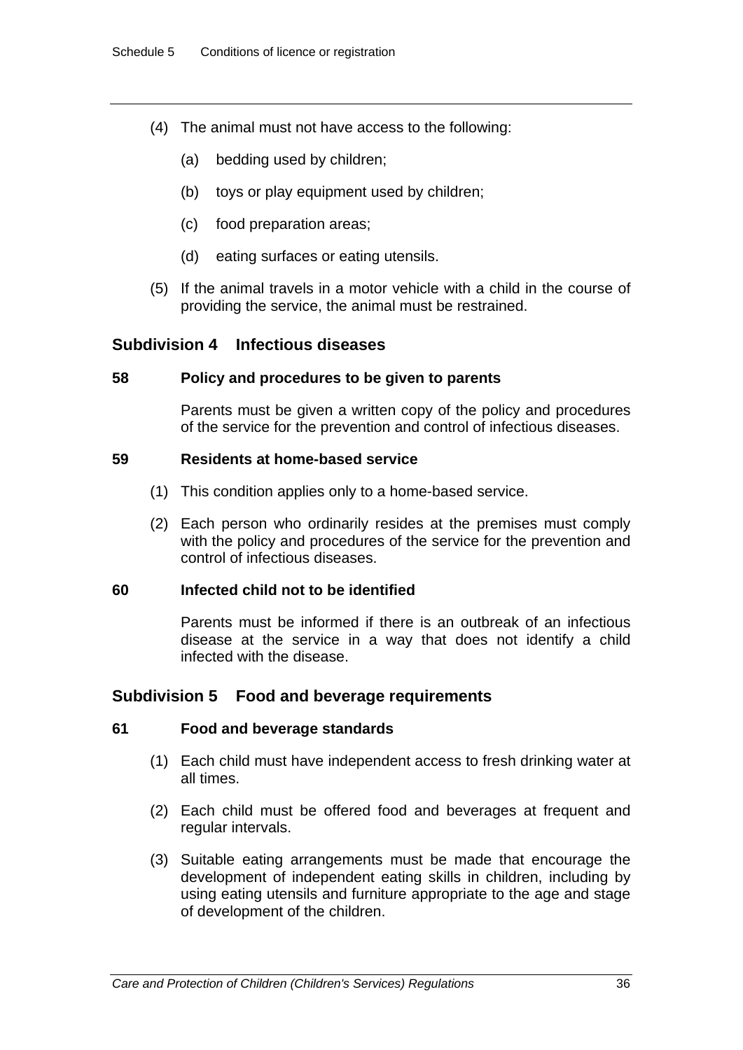(4) The animal must not have access to the following:

(a) bedding used by children;

(b) toys or play equipment used by children;

(c) food preparation areas;

(d) eating surfaces or eating utensils.

(5) If the animal travels in a motor vehicle with a child in the course of providing the service, the animal must be restrained.

## Subdivision 4 Infectious diseases

### 58 Policy and procedures to be given to parents

Parents must be given a written copy of the policy and procedures of the service for the prevention and control of infectious diseases.

### 59 Residents at home-based service

(1) This condition applies only to a home-based service.

(2) Each person who ordinarily resides at the premises must comply with the policy and procedures of the service for the prevention and control of infectious diseases.

### 60 Infected child not to be identified

Parents must be informed if there is an outbreak of an infectious disease at the service in a way that does not identify a child infected with the disease.

## Subdivision 5 Food and beverage requirements

### 61 Food and beverage standards

(1) Each child must have independent access to fresh drinking water at all times.

(2) Each child must be offered food and beverages at frequent and regular intervals.

(3) Suitable eating arrangements must be made that encourage the development of independent eating skills in children, including by using eating utensils and furniture appropriate to the age and stage of development of the children.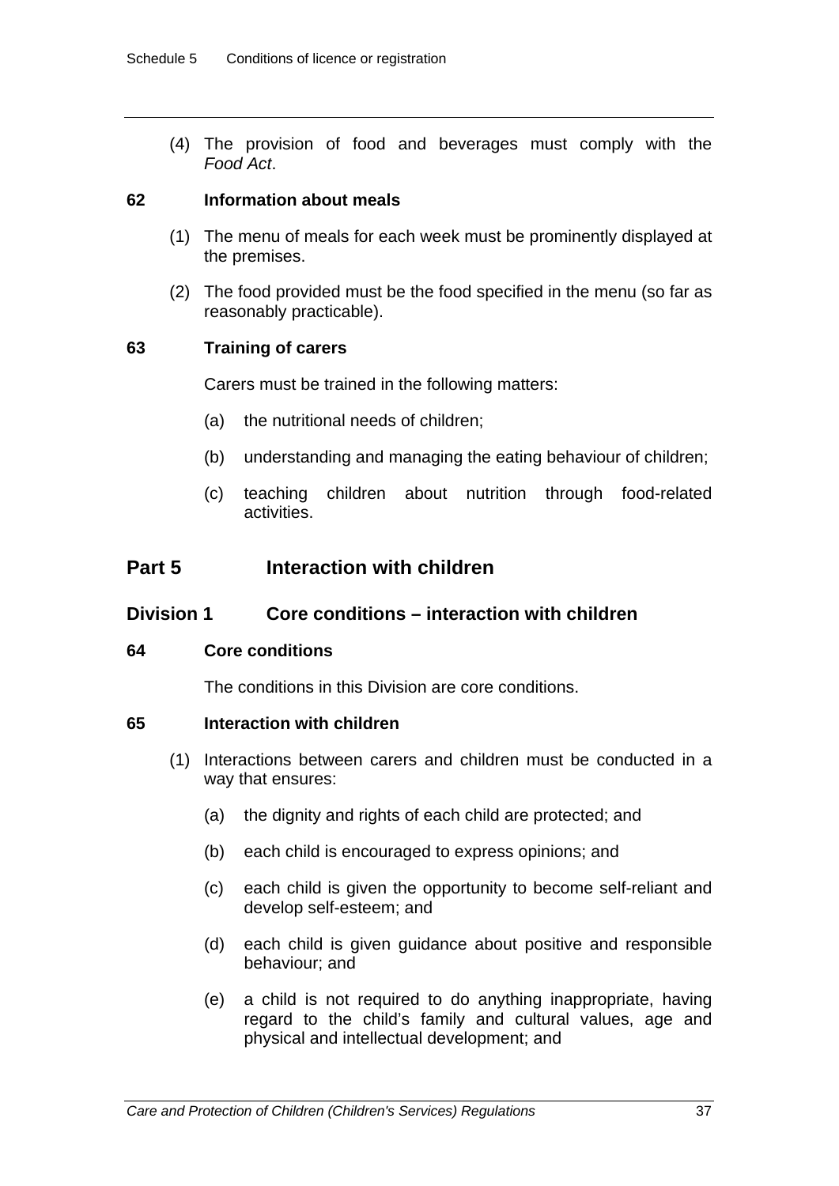(4) The provision of food and beverages must comply with the *Food Act*.

### 62 Information about meals

(1) The menu of meals for each week must be prominently displayed at the premises.

(2) The food provided must be the food specified in the menu (so far as reasonably practicable).

### 63 Training of carers

Carers must be trained in the following matters:

(a) the nutritional needs of children;

(b) understanding and managing the eating behaviour of children;

(c) teaching children about nutrition through food-related activities.

## Part 5 Interaction with children

## Division 1 Core conditions – interaction with children

### 64 Core conditions

The conditions in this Division are core conditions.

### 65 Interaction with children

(1) Interactions between carers and children must be conducted in a way that ensures:

(a) the dignity and rights of each child are protected; and

(b) each child is encouraged to express opinions; and

(c) each child is given the opportunity to become self-reliant and develop self-esteem; and

(d) each child is given guidance about positive and responsible behaviour; and

(e) a child is not required to do anything inappropriate, having regard to the child's family and cultural values, age and physical and intellectual development; and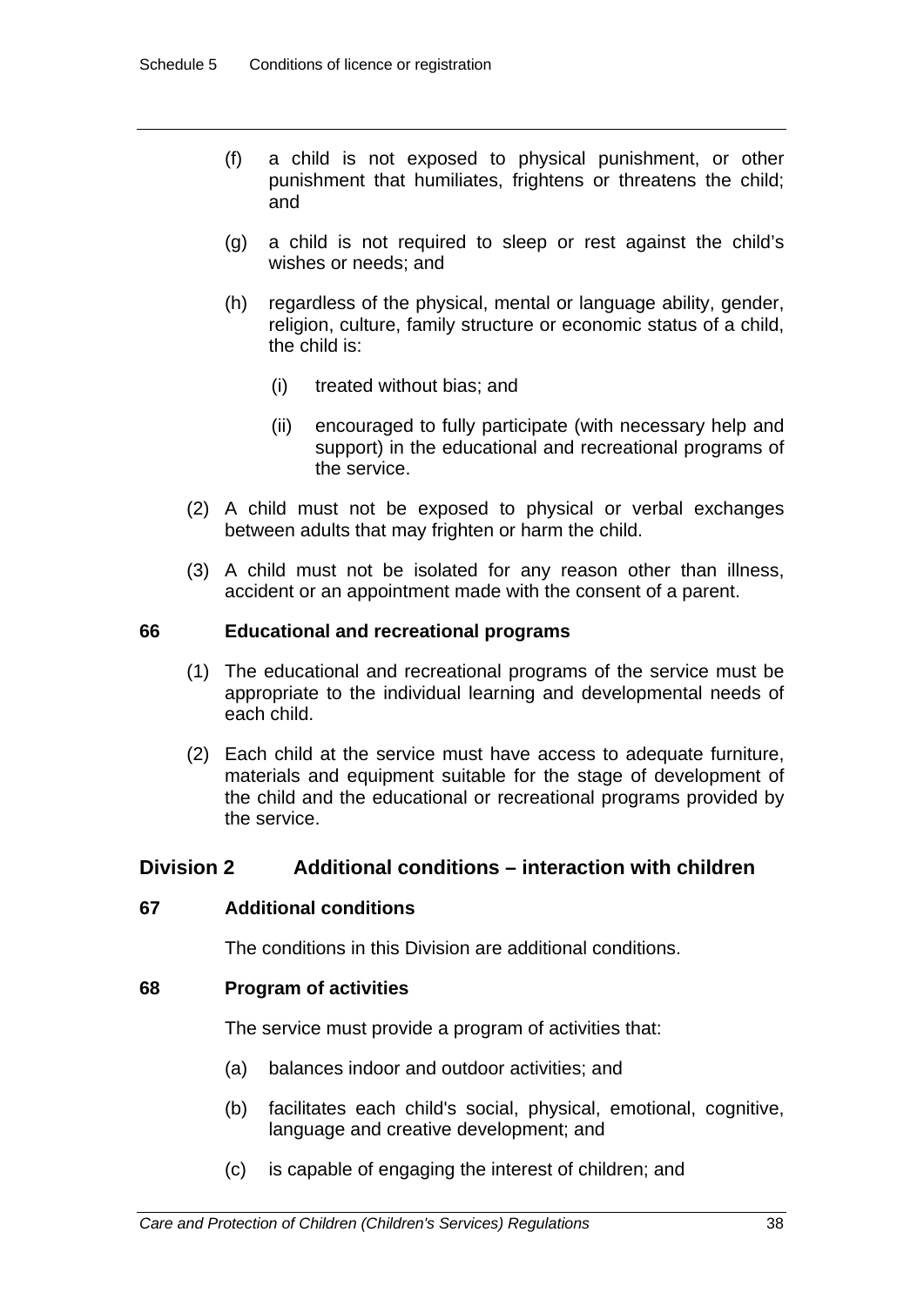(f) a child is not exposed to physical punishment, or other punishment that humiliates, frightens or threatens the child; and

(g) a child is not required to sleep or rest against the child's wishes or needs; and

(h) regardless of the physical, mental or language ability, gender, religion, culture, family structure or economic status of a child, the child is:

  (i) treated without bias; and

  (ii) encouraged to fully participate (with necessary help and support) in the educational and recreational programs of the service.

(2) A child must not be exposed to physical or verbal exchanges between adults that may frighten or harm the child.

(3) A child must not be isolated for any reason other than illness, accident or an appointment made with the consent of a parent.

#### 66 Educational and recreational programs

(1) The educational and recreational programs of the service must be appropriate to the individual learning and developmental needs of each child.

(2) Each child at the service must have access to adequate furniture, materials and equipment suitable for the stage of development of the child and the educational or recreational programs provided by the service.

### Division 2 Additional conditions – interaction with children

#### 67 Additional conditions

The conditions in this Division are additional conditions.

#### 68 Program of activities

The service must provide a program of activities that:

(a) balances indoor and outdoor activities; and

(b) facilitates each child's social, physical, emotional, cognitive, language and creative development; and

(c) is capable of engaging the interest of children; and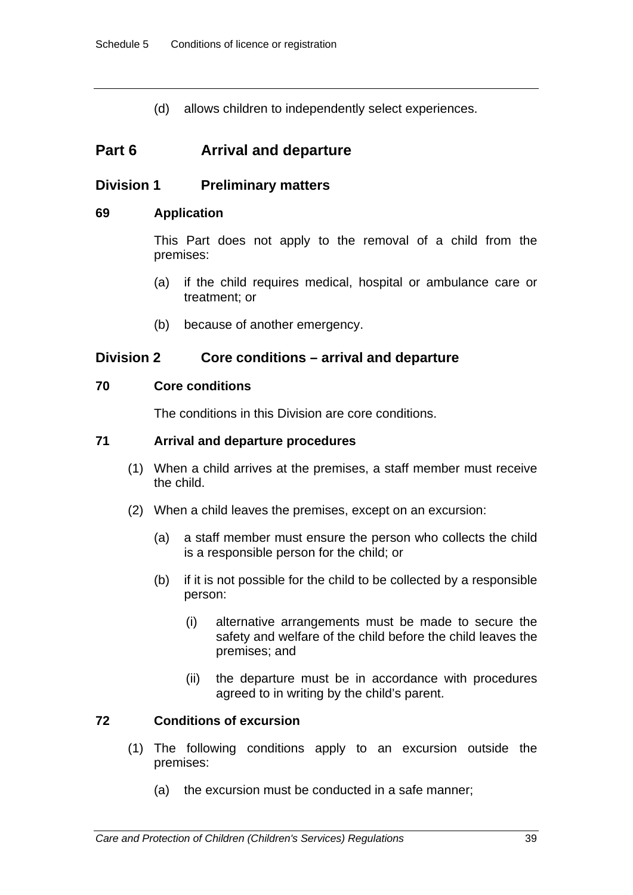(d) allows children to independently select experiences.

## Part 6 Arrival and departure

### Division 1 Preliminary matters

**69 Application**

This Part does not apply to the removal of a child from the premises:

(a) if the child requires medical, hospital or ambulance care or treatment; or

(b) because of another emergency.

### Division 2 Core conditions – arrival and departure

**70 Core conditions**

The conditions in this Division are core conditions.

**71 Arrival and departure procedures**

(1) When a child arrives at the premises, a staff member must receive the child.

(2) When a child leaves the premises, except on an excursion:

(a) a staff member must ensure the person who collects the child is a responsible person for the child; or

(b) if it is not possible for the child to be collected by a responsible person:

(i) alternative arrangements must be made to secure the safety and welfare of the child before the child leaves the premises; and

(ii) the departure must be in accordance with procedures agreed to in writing by the child's parent.

**72 Conditions of excursion**

(1) The following conditions apply to an excursion outside the premises:

(a) the excursion must be conducted in a safe manner;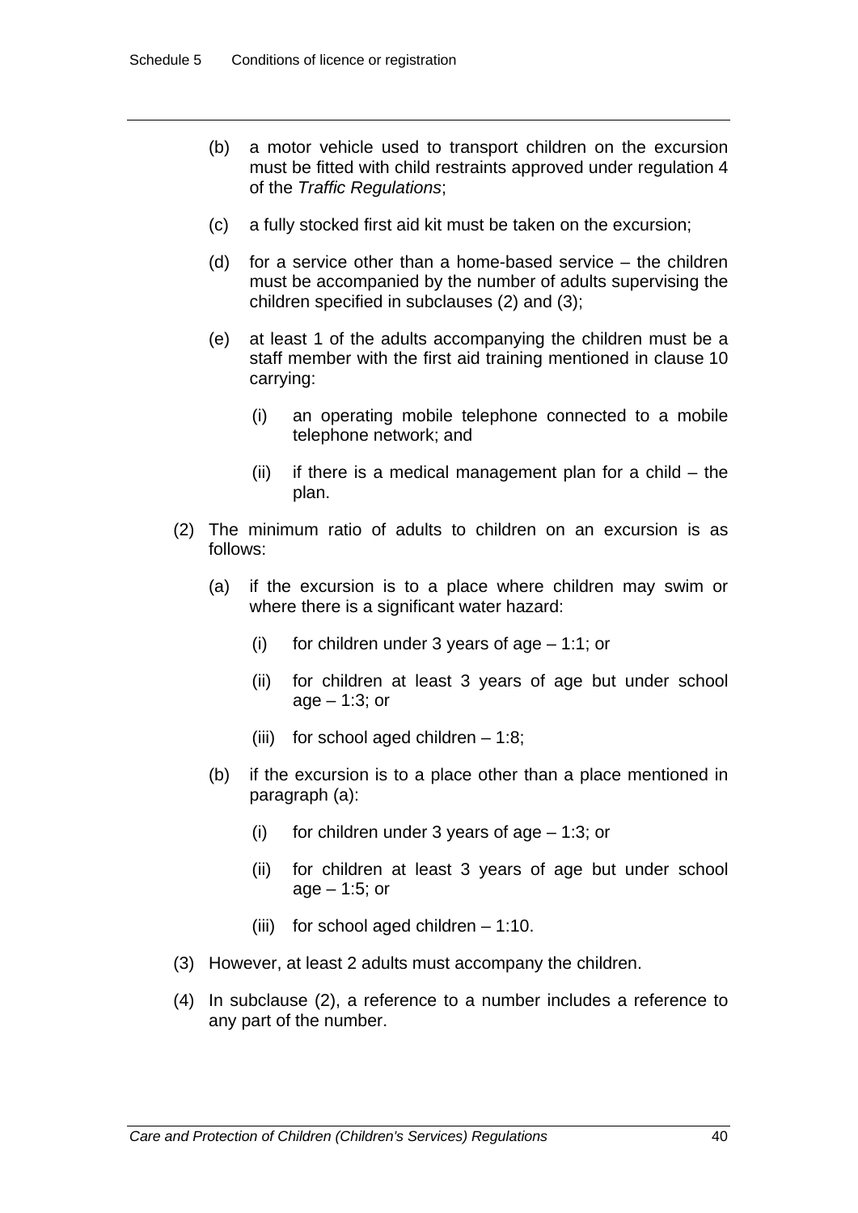(b) a motor vehicle used to transport children on the excursion must be fitted with child restraints approved under regulation 4 of the *Traffic Regulations*;

(c) a fully stocked first aid kit must be taken on the excursion;

(d) for a service other than a home-based service – the children must be accompanied by the number of adults supervising the children specified in subclauses (2) and (3);

(e) at least 1 of the adults accompanying the children must be a staff member with the first aid training mentioned in clause 10 carrying:

  (i) an operating mobile telephone connected to a mobile telephone network; and

  (ii) if there is a medical management plan for a child – the plan.

(2) The minimum ratio of adults to children on an excursion is as follows:

  (a) if the excursion is to a place where children may swim or where there is a significant water hazard:

    (i) for children under 3 years of age – 1:1; or

    (ii) for children at least 3 years of age but under school age – 1:3; or

    (iii) for school aged children – 1:8;

  (b) if the excursion is to a place other than a place mentioned in paragraph (a):

    (i) for children under 3 years of age – 1:3; or

    (ii) for children at least 3 years of age but under school age – 1:5; or

    (iii) for school aged children – 1:10.

(3) However, at least 2 adults must accompany the children.

(4) In subclause (2), a reference to a number includes a reference to any part of the number.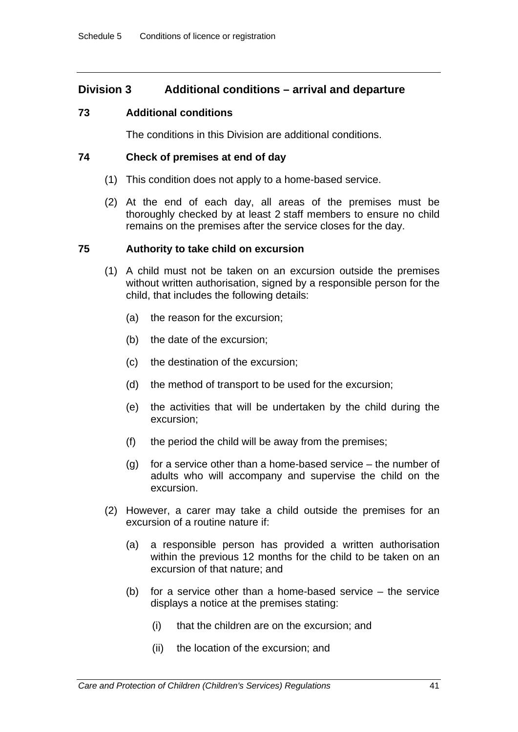## Division 3 Additional conditions – arrival and departure

### 73 Additional conditions

The conditions in this Division are additional conditions.

### 74 Check of premises at end of day

(1) This condition does not apply to a home-based service.

(2) At the end of each day, all areas of the premises must be thoroughly checked by at least 2 staff members to ensure no child remains on the premises after the service closes for the day.

### 75 Authority to take child on excursion

(1) A child must not be taken on an excursion outside the premises without written authorisation, signed by a responsible person for the child, that includes the following details:

(a) the reason for the excursion;

(b) the date of the excursion;

(c) the destination of the excursion;

(d) the method of transport to be used for the excursion;

(e) the activities that will be undertaken by the child during the excursion;

(f) the period the child will be away from the premises;

(g) for a service other than a home-based service – the number of adults who will accompany and supervise the child on the excursion.

(2) However, a carer may take a child outside the premises for an excursion of a routine nature if:

(a) a responsible person has provided a written authorisation within the previous 12 months for the child to be taken on an excursion of that nature; and

(b) for a service other than a home-based service – the service displays a notice at the premises stating:

(i) that the children are on the excursion; and

(ii) the location of the excursion; and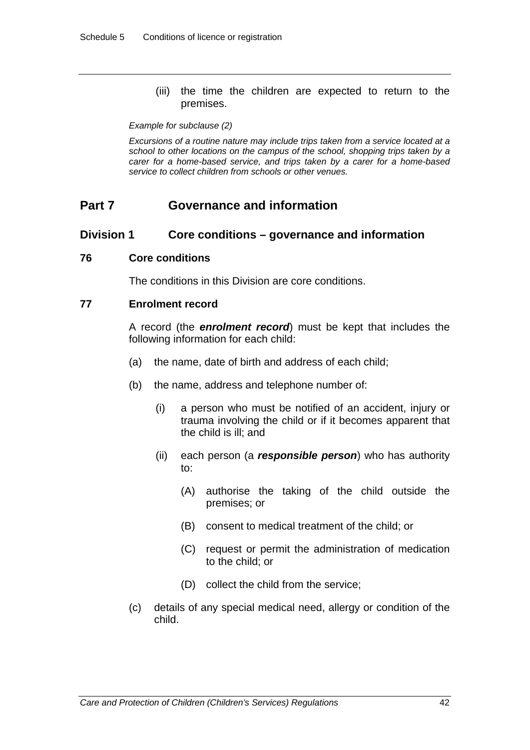(iii) the time the children are expected to return to the premises.

*Example for subclause (2)*

*Excursions of a routine nature may include trips taken from a service located at a school to other locations on the campus of the school, shopping trips taken by a carer for a home-based service, and trips taken by a carer for a home-based service to collect children from schools or other venues.*

## Part 7 Governance and information

### Division 1 Core conditions – governance and information

#### 76 Core conditions

The conditions in this Division are core conditions.

#### 77 Enrolment record

A record (the ***enrolment record***) must be kept that includes the following information for each child:

(a) the name, date of birth and address of each child;

(b) the name, address and telephone number of:

(i) a person who must be notified of an accident, injury or trauma involving the child or if it becomes apparent that the child is ill; and

(ii) each person (a ***responsible person***) who has authority to:

(A) authorise the taking of the child outside the premises; or

(B) consent to medical treatment of the child; or

(C) request or permit the administration of medication to the child; or

(D) collect the child from the service;

(c) details of any special medical need, allergy or condition of the child.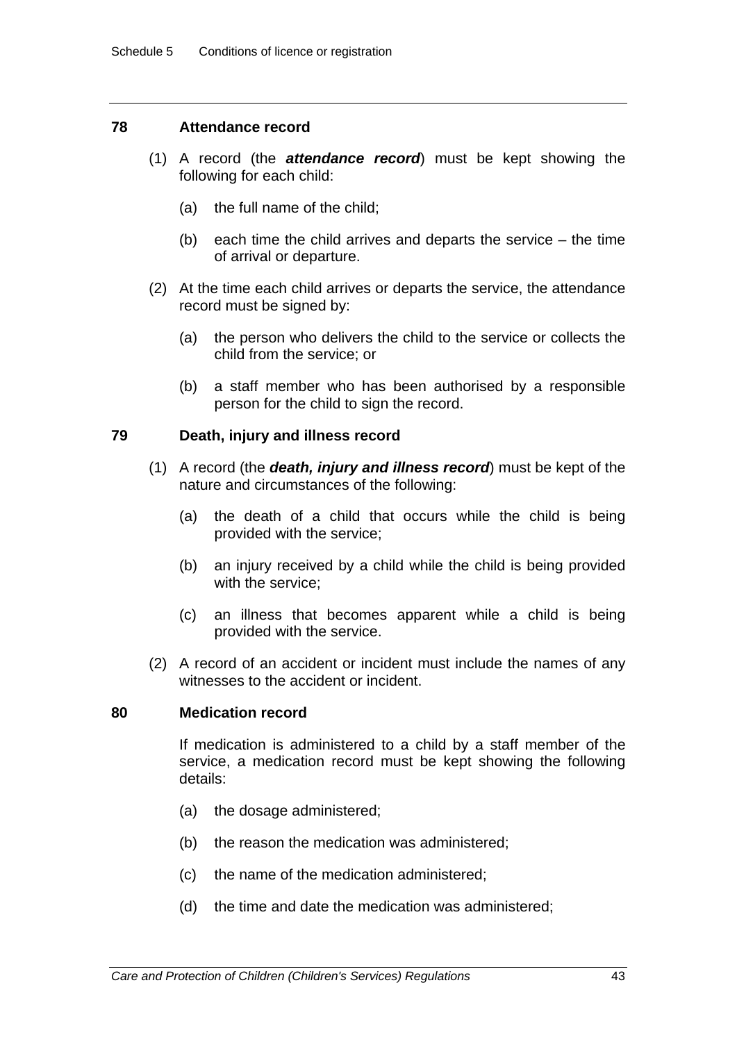## 78 Attendance record

(1) A record (the ***attendance record***) must be kept showing the following for each child:

(a) the full name of the child;

(b) each time the child arrives and departs the service – the time of arrival or departure.

(2) At the time each child arrives or departs the service, the attendance record must be signed by:

(a) the person who delivers the child to the service or collects the child from the service; or

(b) a staff member who has been authorised by a responsible person for the child to sign the record.

## 79 Death, injury and illness record

(1) A record (the ***death, injury and illness record***) must be kept of the nature and circumstances of the following:

(a) the death of a child that occurs while the child is being provided with the service;

(b) an injury received by a child while the child is being provided with the service;

(c) an illness that becomes apparent while a child is being provided with the service.

(2) A record of an accident or incident must include the names of any witnesses to the accident or incident.

## 80 Medication record

If medication is administered to a child by a staff member of the service, a medication record must be kept showing the following details:

(a) the dosage administered;

(b) the reason the medication was administered;

(c) the name of the medication administered;

(d) the time and date the medication was administered;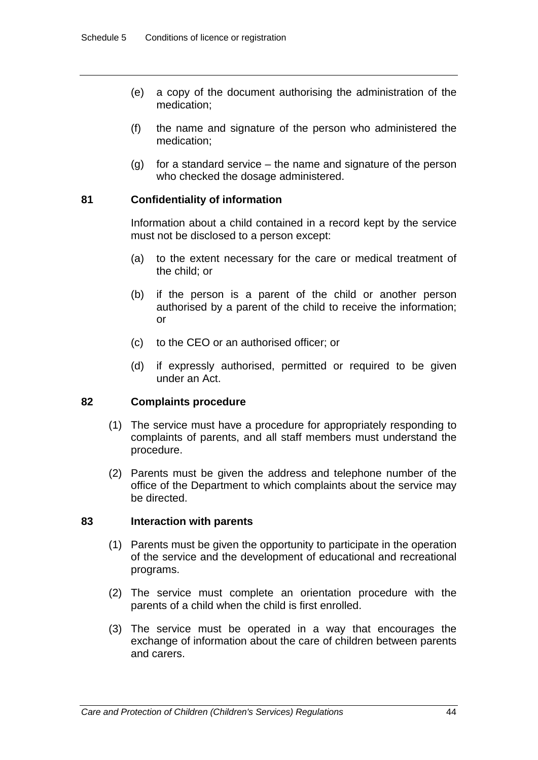(e) a copy of the document authorising the administration of the medication;

(f) the name and signature of the person who administered the medication;

(g) for a standard service – the name and signature of the person who checked the dosage administered.

### 81 Confidentiality of information

Information about a child contained in a record kept by the service must not be disclosed to a person except:

(a) to the extent necessary for the care or medical treatment of the child; or

(b) if the person is a parent of the child or another person authorised by a parent of the child to receive the information; or

(c) to the CEO or an authorised officer; or

(d) if expressly authorised, permitted or required to be given under an Act.

### 82 Complaints procedure

(1) The service must have a procedure for appropriately responding to complaints of parents, and all staff members must understand the procedure.

(2) Parents must be given the address and telephone number of the office of the Department to which complaints about the service may be directed.

### 83 Interaction with parents

(1) Parents must be given the opportunity to participate in the operation of the service and the development of educational and recreational programs.

(2) The service must complete an orientation procedure with the parents of a child when the child is first enrolled.

(3) The service must be operated in a way that encourages the exchange of information about the care of children between parents and carers.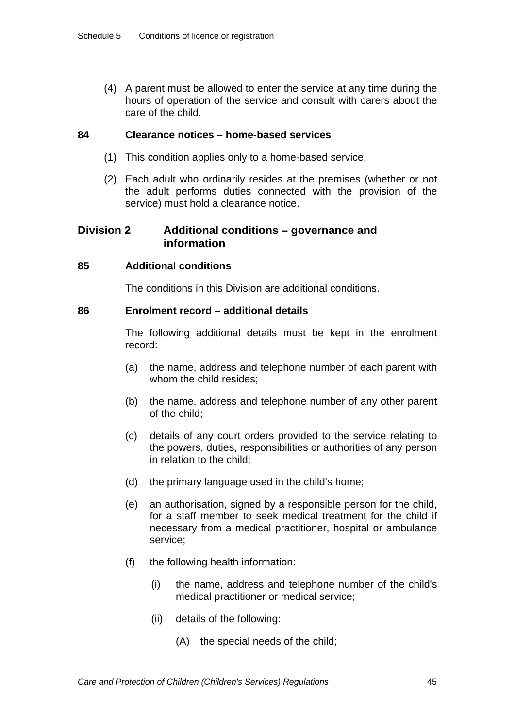(4) A parent must be allowed to enter the service at any time during the hours of operation of the service and consult with carers about the care of the child.

### 84 Clearance notices – home-based services

(1) This condition applies only to a home-based service.

(2) Each adult who ordinarily resides at the premises (whether or not the adult performs duties connected with the provision of the service) must hold a clearance notice.

## Division 2 Additional conditions – governance and information

### 85 Additional conditions

The conditions in this Division are additional conditions.

### 86 Enrolment record – additional details

The following additional details must be kept in the enrolment record:

(a) the name, address and telephone number of each parent with whom the child resides;

(b) the name, address and telephone number of any other parent of the child;

(c) details of any court orders provided to the service relating to the powers, duties, responsibilities or authorities of any person in relation to the child;

(d) the primary language used in the child's home;

(e) an authorisation, signed by a responsible person for the child, for a staff member to seek medical treatment for the child if necessary from a medical practitioner, hospital or ambulance service;

(f) the following health information:

(i) the name, address and telephone number of the child's medical practitioner or medical service;

(ii) details of the following:

(A) the special needs of the child;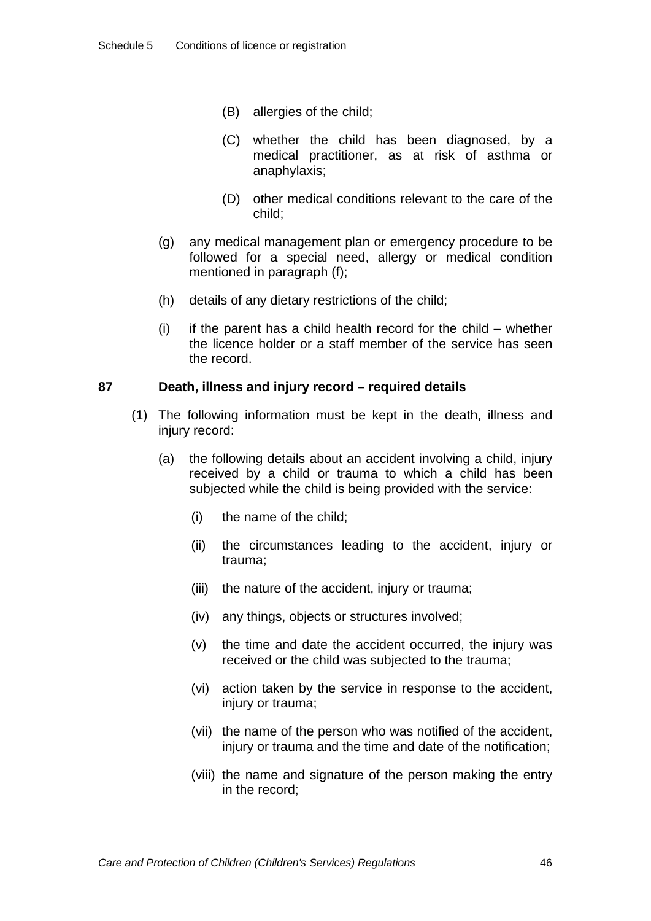(B) allergies of the child;

(C) whether the child has been diagnosed, by a medical practitioner, as at risk of asthma or anaphylaxis;

(D) other medical conditions relevant to the care of the child;

(g) any medical management plan or emergency procedure to be followed for a special need, allergy or medical condition mentioned in paragraph (f);

(h) details of any dietary restrictions of the child;

(i) if the parent has a child health record for the child – whether the licence holder or a staff member of the service has seen the record.

**87 Death, illness and injury record – required details**

(1) The following information must be kept in the death, illness and injury record:

(a) the following details about an accident involving a child, injury received by a child or trauma to which a child has been subjected while the child is being provided with the service:

(i) the name of the child;

(ii) the circumstances leading to the accident, injury or trauma;

(iii) the nature of the accident, injury or trauma;

(iv) any things, objects or structures involved;

(v) the time and date the accident occurred, the injury was received or the child was subjected to the trauma;

(vi) action taken by the service in response to the accident, injury or trauma;

(vii) the name of the person who was notified of the accident, injury or trauma and the time and date of the notification;

(viii) the name and signature of the person making the entry in the record;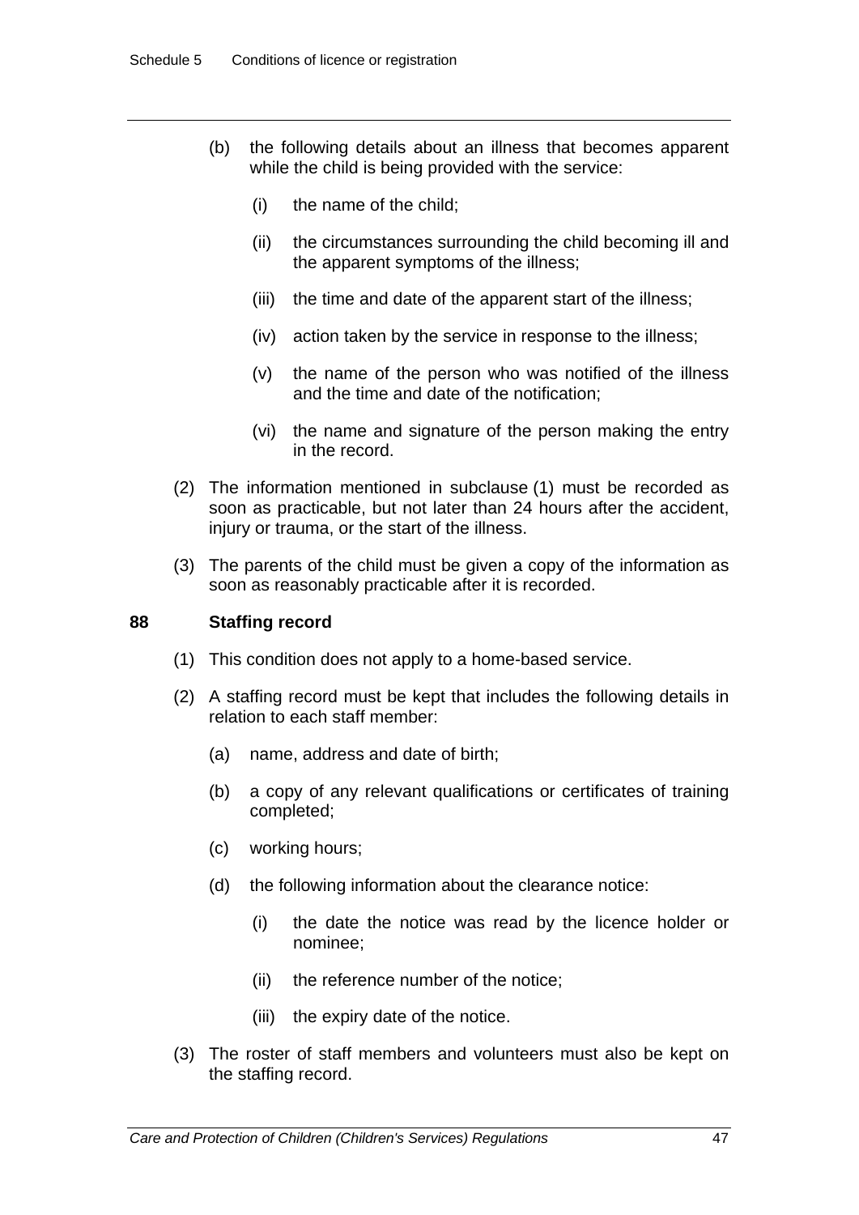(b) the following details about an illness that becomes apparent while the child is being provided with the service:

(i) the name of the child;

(ii) the circumstances surrounding the child becoming ill and the apparent symptoms of the illness;

(iii) the time and date of the apparent start of the illness;

(iv) action taken by the service in response to the illness;

(v) the name of the person who was notified of the illness and the time and date of the notification;

(vi) the name and signature of the person making the entry in the record.

(2) The information mentioned in subclause (1) must be recorded as soon as practicable, but not later than 24 hours after the accident, injury or trauma, or the start of the illness.

(3) The parents of the child must be given a copy of the information as soon as reasonably practicable after it is recorded.

### 88 Staffing record

(1) This condition does not apply to a home-based service.

(2) A staffing record must be kept that includes the following details in relation to each staff member:

(a) name, address and date of birth;

(b) a copy of any relevant qualifications or certificates of training completed;

(c) working hours;

(d) the following information about the clearance notice:

(i) the date the notice was read by the licence holder or nominee;

(ii) the reference number of the notice;

(iii) the expiry date of the notice.

(3) The roster of staff members and volunteers must also be kept on the staffing record.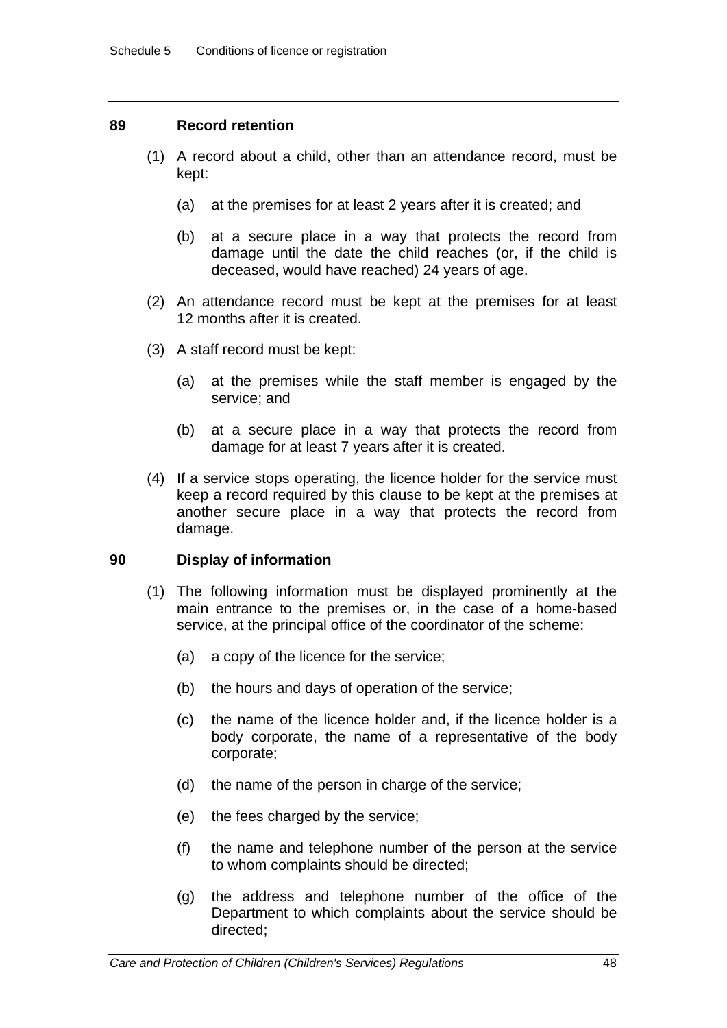### 89 Record retention

(1) A record about a child, other than an attendance record, must be kept:

(a) at the premises for at least 2 years after it is created; and

(b) at a secure place in a way that protects the record from damage until the date the child reaches (or, if the child is deceased, would have reached) 24 years of age.

(2) An attendance record must be kept at the premises for at least 12 months after it is created.

(3) A staff record must be kept:

(a) at the premises while the staff member is engaged by the service; and

(b) at a secure place in a way that protects the record from damage for at least 7 years after it is created.

(4) If a service stops operating, the licence holder for the service must keep a record required by this clause to be kept at the premises at another secure place in a way that protects the record from damage.

### 90 Display of information

(1) The following information must be displayed prominently at the main entrance to the premises or, in the case of a home-based service, at the principal office of the coordinator of the scheme:

(a) a copy of the licence for the service;

(b) the hours and days of operation of the service;

(c) the name of the licence holder and, if the licence holder is a body corporate, the name of a representative of the body corporate;

(d) the name of the person in charge of the service;

(e) the fees charged by the service;

(f) the name and telephone number of the person at the service to whom complaints should be directed;

(g) the address and telephone number of the office of the Department to which complaints about the service should be directed;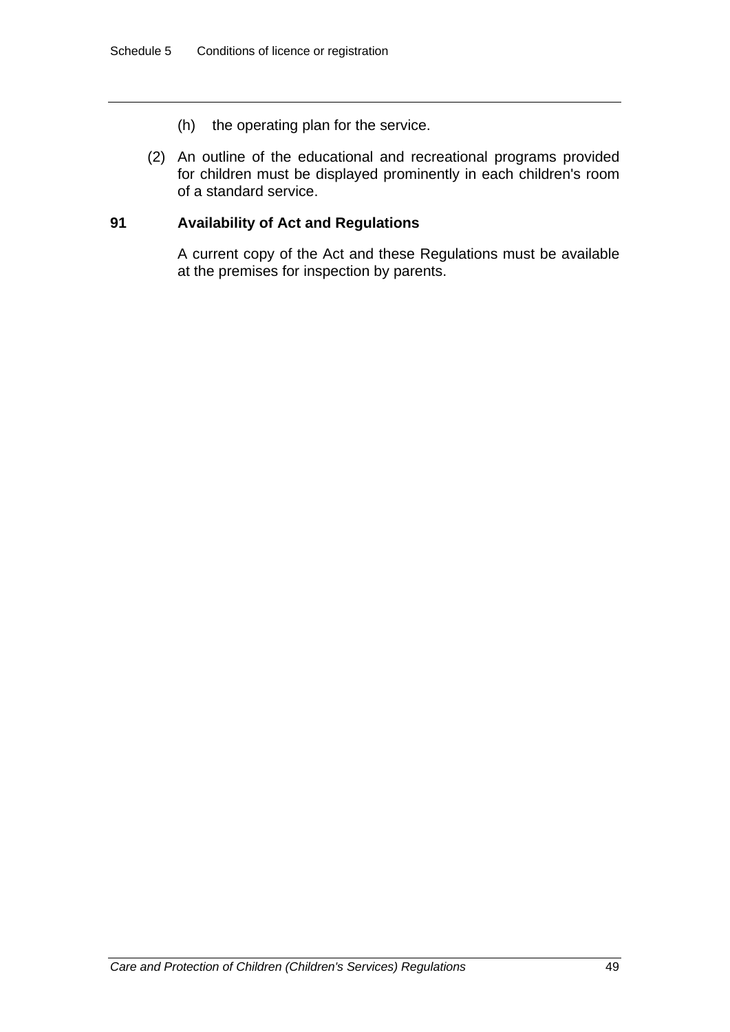(h) the operating plan for the service.

(2) An outline of the educational and recreational programs provided for children must be displayed prominently in each children's room of a standard service.

### 91 Availability of Act and Regulations

A current copy of the Act and these Regulations must be available at the premises for inspection by parents.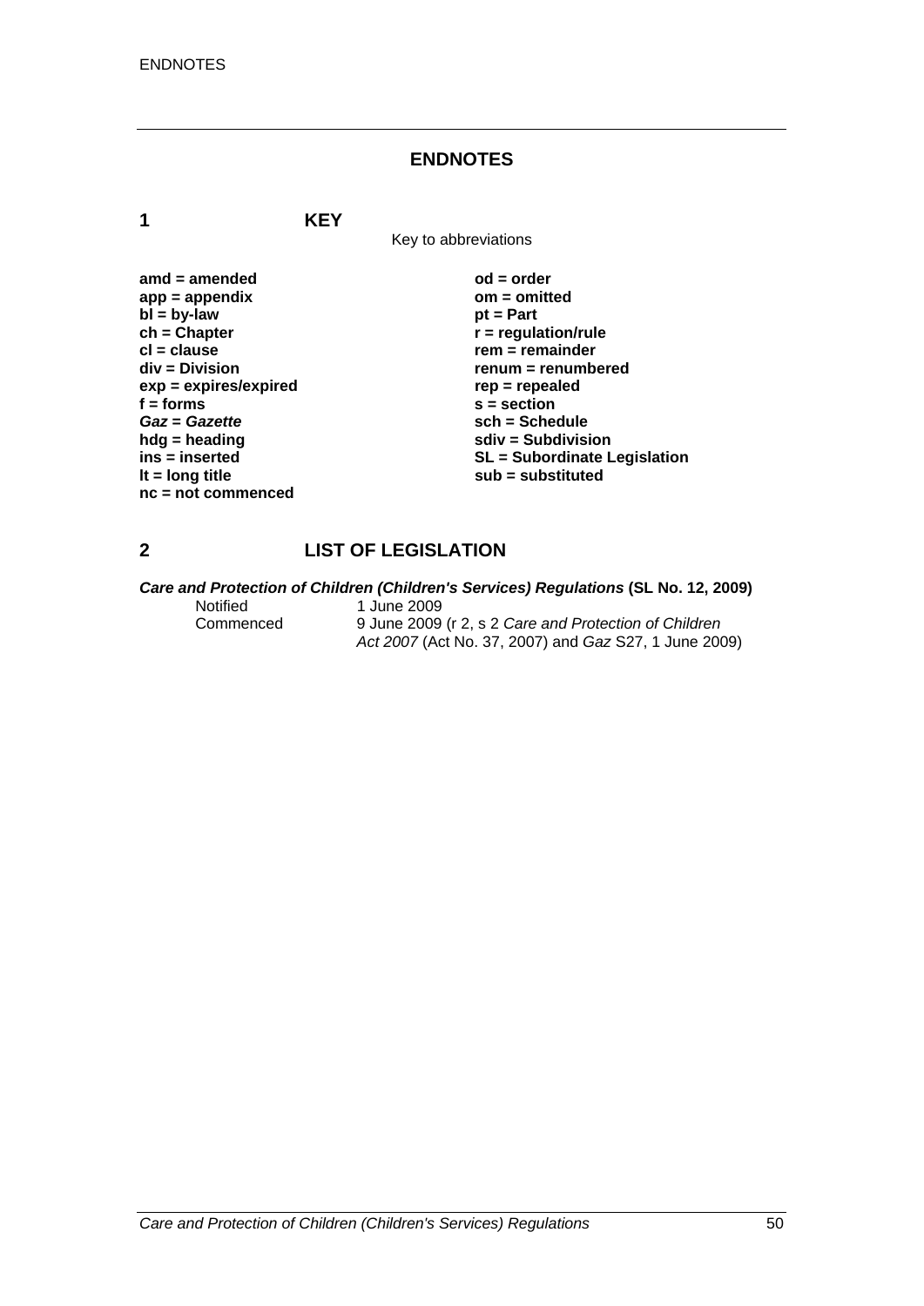# ENDNOTES

## 1 KEY

Key to abbreviations

**amd = amended**
**app = appendix**
**bl = by-law**
**ch = Chapter**
**cl = clause**
**div = Division**
**exp = expires/expired**
**f = forms**
***Gaz* = *Gazette***
**hdg = heading**
**ins = inserted**
**lt = long title**
**nc = not commenced**
**od = order**
**om = omitted**
**pt = Part**
**r = regulation/rule**
**rem = remainder**
**renum = renumbered**
**rep = repealed**
**s = section**
**sch = Schedule**
**sdiv = Subdivision**
**SL = Subordinate Legislation**
**sub = substituted**

## 2 LIST OF LEGISLATION

***Care and Protection of Children (Children's Services) Regulations* (SL No. 12, 2009)**

Notified 1 June 2009
Commenced 9 June 2009 (r 2, s 2 *Care and Protection of Children Act 2007* (Act No. 37, 2007) and *Gaz* S27, 1 June 2009)